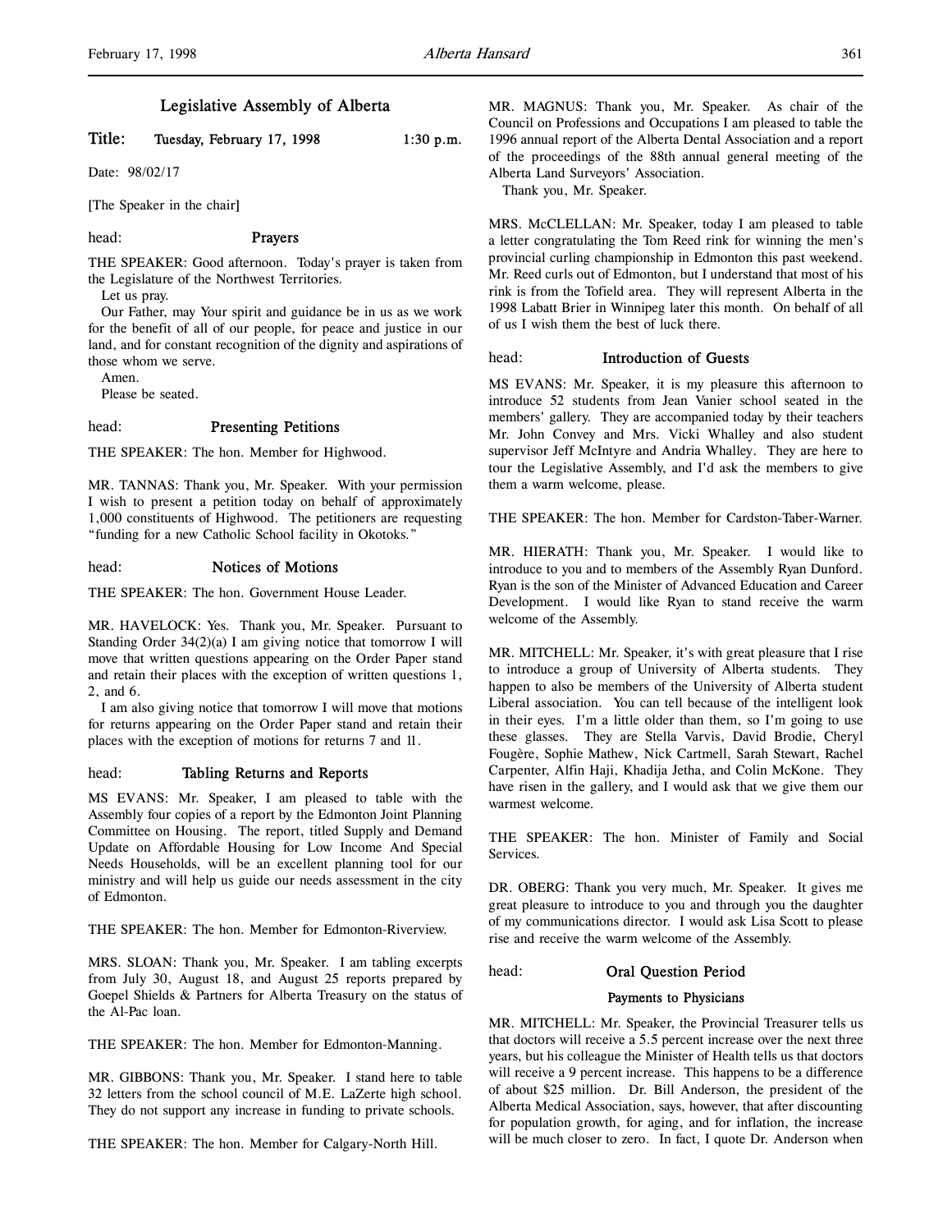# Legislative Assembly of Alberta

**Title: Tuesday, February 17, 1998 1:30 p.m.**

Date: 98/02/17

[The Speaker in the chair]

head: **Prayers**

THE SPEAKER: Good afternoon. Today's prayer is taken from the Legislature of the Northwest Territories.

Let us pray.

Our Father, may Your spirit and guidance be in us as we work for the benefit of all of our people, for peace and justice in our land, and for constant recognition of the dignity and aspirations of those whom we serve.

Amen.

Please be seated.

head: **Presenting Petitions**

THE SPEAKER: The hon. Member for Highwood.

MR. TANNAS: Thank you, Mr. Speaker. With your permission I wish to present a petition today on behalf of approximately 1,000 constituents of Highwood. The petitioners are requesting "funding for a new Catholic School facility in Okotoks."

head: **Notices of Motions**

THE SPEAKER: The hon. Government House Leader.

MR. HAVELOCK: Yes. Thank you, Mr. Speaker. Pursuant to Standing Order 34(2)(a) I am giving notice that tomorrow I will move that written questions appearing on the Order Paper stand and retain their places with the exception of written questions 1, 2, and 6.

I am also giving notice that tomorrow I will move that motions for returns appearing on the Order Paper stand and retain their places with the exception of motions for returns 7 and 11.

head: **Tabling Returns and Reports**

MS EVANS: Mr. Speaker, I am pleased to table with the Assembly four copies of a report by the Edmonton Joint Planning Committee on Housing. The report, titled Supply and Demand Update on Affordable Housing for Low Income And Special Needs Households, will be an excellent planning tool for our ministry and will help us guide our needs assessment in the city of Edmonton.

THE SPEAKER: The hon. Member for Edmonton-Riverview.

MRS. SLOAN: Thank you, Mr. Speaker. I am tabling excerpts from July 30, August 18, and August 25 reports prepared by Goepel Shields & Partners for Alberta Treasury on the status of the Al-Pac loan.

THE SPEAKER: The hon. Member for Edmonton-Manning.

MR. GIBBONS: Thank you, Mr. Speaker. I stand here to table 32 letters from the school council of M.E. LaZerte high school. They do not support any increase in funding to private schools.

THE SPEAKER: The hon. Member for Calgary-North Hill.

MR. MAGNUS: Thank you, Mr. Speaker. As chair of the Council on Professions and Occupations I am pleased to table the 1996 annual report of the Alberta Dental Association and a report of the proceedings of the 88th annual general meeting of the Alberta Land Surveyors' Association.

Thank you, Mr. Speaker.

MRS. McCLELLAN: Mr. Speaker, today I am pleased to table a letter congratulating the Tom Reed rink for winning the men's provincial curling championship in Edmonton this past weekend. Mr. Reed curls out of Edmonton, but I understand that most of his rink is from the Tofield area. They will represent Alberta in the 1998 Labatt Brier in Winnipeg later this month. On behalf of all of us I wish them the best of luck there.

head: **Introduction of Guests**

MS EVANS: Mr. Speaker, it is my pleasure this afternoon to introduce 52 students from Jean Vanier school seated in the members' gallery. They are accompanied today by their teachers Mr. John Convey and Mrs. Vicki Whalley and also student supervisor Jeff McIntyre and Andria Whalley. They are here to tour the Legislative Assembly, and I'd ask the members to give them a warm welcome, please.

THE SPEAKER: The hon. Member for Cardston-Taber-Warner.

MR. HIERATH: Thank you, Mr. Speaker. I would like to introduce to you and to members of the Assembly Ryan Dunford. Ryan is the son of the Minister of Advanced Education and Career Development. I would like Ryan to stand receive the warm welcome of the Assembly.

MR. MITCHELL: Mr. Speaker, it's with great pleasure that I rise to introduce a group of University of Alberta students. They happen to also be members of the University of Alberta student Liberal association. You can tell because of the intelligent look in their eyes. I'm a little older than them, so I'm going to use these glasses. They are Stella Varvis, David Brodie, Cheryl Fougère, Sophie Mathew, Nick Cartmell, Sarah Stewart, Rachel Carpenter, Alfin Haji, Khadija Jetha, and Colin McKone. They have risen in the gallery, and I would ask that we give them our warmest welcome.

THE SPEAKER: The hon. Minister of Family and Social Services.

DR. OBERG: Thank you very much, Mr. Speaker. It gives me great pleasure to introduce to you and through you the daughter of my communications director. I would ask Lisa Scott to please rise and receive the warm welcome of the Assembly.

head: **Oral Question Period**

### Payments to Physicians

MR. MITCHELL: Mr. Speaker, the Provincial Treasurer tells us that doctors will receive a 5.5 percent increase over the next three years, but his colleague the Minister of Health tells us that doctors will receive a 9 percent increase. This happens to be a difference of about $25 million. Dr. Bill Anderson, the president of the Alberta Medical Association, says, however, that after discounting for population growth, for aging, and for inflation, the increase will be much closer to zero. In fact, I quote Dr. Anderson when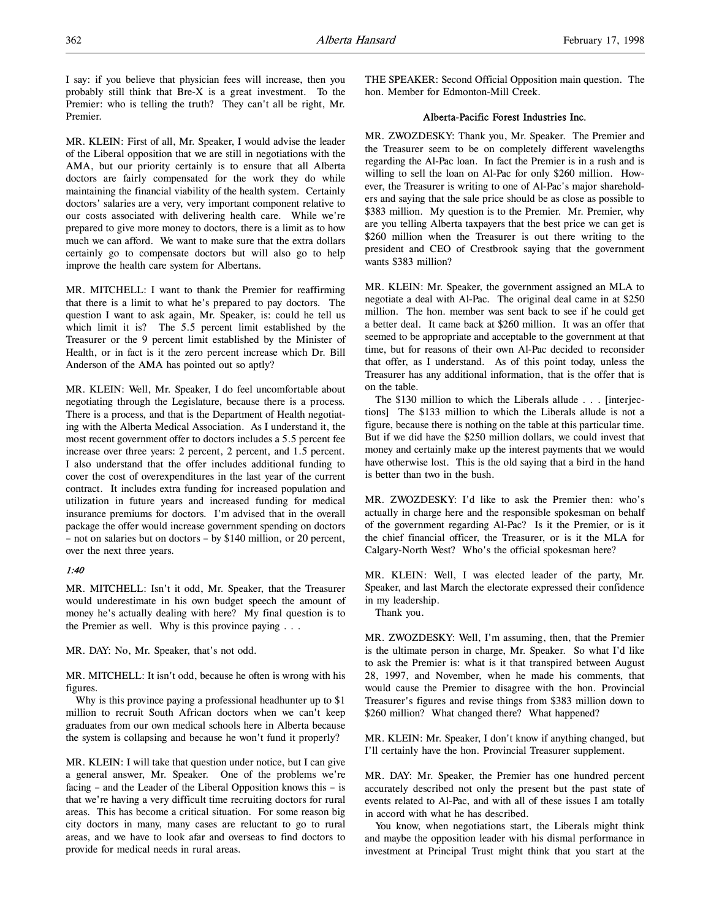I say: if you believe that physician fees will increase, then you probably still think that Bre-X is a great investment. To the Premier: who is telling the truth? They can't all be right, Mr. Premier.

MR. KLEIN: First of all, Mr. Speaker, I would advise the leader of the Liberal opposition that we are still in negotiations with the AMA, but our priority certainly is to ensure that all Alberta doctors are fairly compensated for the work they do while maintaining the financial viability of the health system. Certainly doctors' salaries are a very, very important component relative to our costs associated with delivering health care. While we're prepared to give more money to doctors, there is a limit as to how much we can afford. We want to make sure that the extra dollars certainly go to compensate doctors but will also go to help improve the health care system for Albertans.

MR. MITCHELL: I want to thank the Premier for reaffirming that there is a limit to what he's prepared to pay doctors. The question I want to ask again, Mr. Speaker, is: could he tell us which limit it is? The 5.5 percent limit established by the Treasurer or the 9 percent limit established by the Minister of Health, or in fact is it the zero percent increase which Dr. Bill Anderson of the AMA has pointed out so aptly?

MR. KLEIN: Well, Mr. Speaker, I do feel uncomfortable about negotiating through the Legislature, because there is a process. There is a process, and that is the Department of Health negotiating with the Alberta Medical Association. As I understand it, the most recent government offer to doctors includes a 5.5 percent fee increase over three years: 2 percent, 2 percent, and 1.5 percent. I also understand that the offer includes additional funding to cover the cost of overexpenditures in the last year of the current contract. It includes extra funding for increased population and utilization in future years and increased funding for medical insurance premiums for doctors. I'm advised that in the overall package the offer would increase government spending on doctors – not on salaries but on doctors – by $140 million, or 20 percent, over the next three years.

*1:40*

MR. MITCHELL: Isn't it odd, Mr. Speaker, that the Treasurer would underestimate in his own budget speech the amount of money he's actually dealing with here? My final question is to the Premier as well. Why is this province paying . . .

MR. DAY: No, Mr. Speaker, that's not odd.

MR. MITCHELL: It isn't odd, because he often is wrong with his figures.

Why is this province paying a professional headhunter up to $1 million to recruit South African doctors when we can't keep graduates from our own medical schools here in Alberta because the system is collapsing and because he won't fund it properly?

MR. KLEIN: I will take that question under notice, but I can give a general answer, Mr. Speaker. One of the problems we're facing – and the Leader of the Liberal Opposition knows this – is that we're having a very difficult time recruiting doctors for rural areas. This has become a critical situation. For some reason big city doctors in many, many cases are reluctant to go to rural areas, and we have to look afar and overseas to find doctors to provide for medical needs in rural areas.

THE SPEAKER: Second Official Opposition main question. The hon. Member for Edmonton-Mill Creek.

### Alberta-Pacific Forest Industries Inc.

MR. ZWOZDESKY: Thank you, Mr. Speaker. The Premier and the Treasurer seem to be on completely different wavelengths regarding the Al-Pac loan. In fact the Premier is in a rush and is willing to sell the loan on Al-Pac for only $260 million. However, the Treasurer is writing to one of Al-Pac's major shareholders and saying that the sale price should be as close as possible to $383 million. My question is to the Premier. Mr. Premier, why are you telling Alberta taxpayers that the best price we can get is $260 million when the Treasurer is out there writing to the president and CEO of Crestbrook saying that the government wants $383 million?

MR. KLEIN: Mr. Speaker, the government assigned an MLA to negotiate a deal with Al-Pac. The original deal came in at $250 million. The hon. member was sent back to see if he could get a better deal. It came back at $260 million. It was an offer that seemed to be appropriate and acceptable to the government at that time, but for reasons of their own Al-Pac decided to reconsider that offer, as I understand. As of this point today, unless the Treasurer has any additional information, that is the offer that is on the table.

The $130 million to which the Liberals allude . . . [interjections] The $133 million to which the Liberals allude is not a figure, because there is nothing on the table at this particular time. But if we did have the $250 million dollars, we could invest that money and certainly make up the interest payments that we would have otherwise lost. This is the old saying that a bird in the hand is better than two in the bush.

MR. ZWOZDESKY: I'd like to ask the Premier then: who's actually in charge here and the responsible spokesman on behalf of the government regarding Al-Pac? Is it the Premier, or is it the chief financial officer, the Treasurer, or is it the MLA for Calgary-North West? Who's the official spokesman here?

MR. KLEIN: Well, I was elected leader of the party, Mr. Speaker, and last March the electorate expressed their confidence in my leadership.

Thank you.

MR. ZWOZDESKY: Well, I'm assuming, then, that the Premier is the ultimate person in charge, Mr. Speaker. So what I'd like to ask the Premier is: what is it that transpired between August 28, 1997, and November, when he made his comments, that would cause the Premier to disagree with the hon. Provincial Treasurer's figures and revise things from $383 million down to $260 million? What changed there? What happened?

MR. KLEIN: Mr. Speaker, I don't know if anything changed, but I'll certainly have the hon. Provincial Treasurer supplement.

MR. DAY: Mr. Speaker, the Premier has one hundred percent accurately described not only the present but the past state of events related to Al-Pac, and with all of these issues I am totally in accord with what he has described.

You know, when negotiations start, the Liberals might think and maybe the opposition leader with his dismal performance in investment at Principal Trust might think that you start at the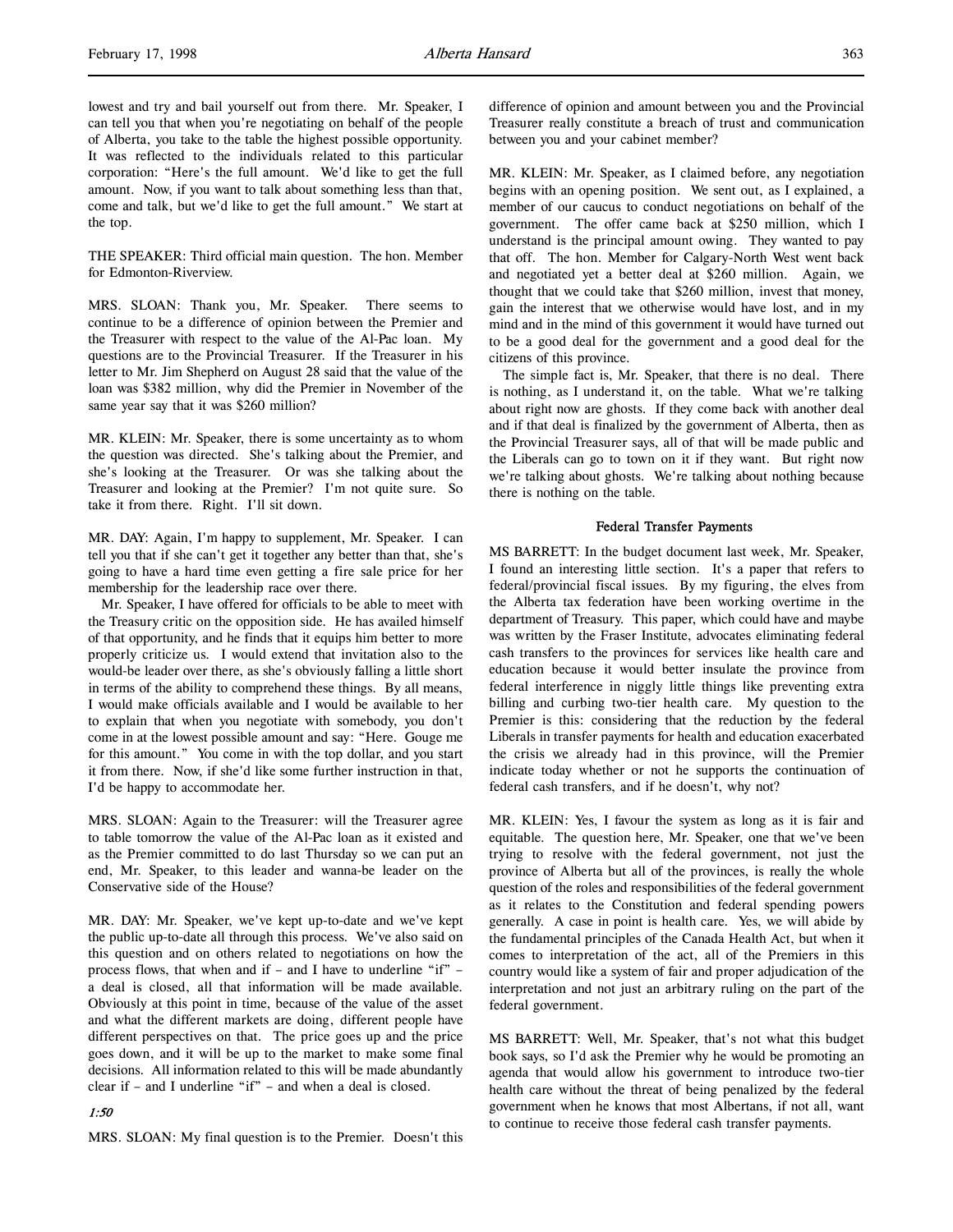lowest and try and bail yourself out from there. Mr. Speaker, I can tell you that when you're negotiating on behalf of the people of Alberta, you take to the table the highest possible opportunity. It was reflected to the individuals related to this particular corporation: "Here's the full amount. We'd like to get the full amount. Now, if you want to talk about something less than that, come and talk, but we'd like to get the full amount." We start at the top.

THE SPEAKER: Third official main question. The hon. Member for Edmonton-Riverview.

MRS. SLOAN: Thank you, Mr. Speaker. There seems to continue to be a difference of opinion between the Premier and the Treasurer with respect to the value of the Al-Pac loan. My questions are to the Provincial Treasurer. If the Treasurer in his letter to Mr. Jim Shepherd on August 28 said that the value of the loan was $382 million, why did the Premier in November of the same year say that it was $260 million?

MR. KLEIN: Mr. Speaker, there is some uncertainty as to whom the question was directed. She's talking about the Premier, and she's looking at the Treasurer. Or was she talking about the Treasurer and looking at the Premier? I'm not quite sure. So take it from there. Right. I'll sit down.

MR. DAY: Again, I'm happy to supplement, Mr. Speaker. I can tell you that if she can't get it together any better than that, she's going to have a hard time even getting a fire sale price for her membership for the leadership race over there.

Mr. Speaker, I have offered for officials to be able to meet with the Treasury critic on the opposition side. He has availed himself of that opportunity, and he finds that it equips him better to more properly criticize us. I would extend that invitation also to the would-be leader over there, as she's obviously falling a little short in terms of the ability to comprehend these things. By all means, I would make officials available and I would be available to her to explain that when you negotiate with somebody, you don't come in at the lowest possible amount and say: "Here. Gouge me for this amount." You come in with the top dollar, and you start it from there. Now, if she'd like some further instruction in that, I'd be happy to accommodate her.

MRS. SLOAN: Again to the Treasurer: will the Treasurer agree to table tomorrow the value of the Al-Pac loan as it existed and as the Premier committed to do last Thursday so we can put an end, Mr. Speaker, to this leader and wanna-be leader on the Conservative side of the House?

MR. DAY: Mr. Speaker, we've kept up-to-date and we've kept the public up-to-date all through this process. We've also said on this question and on others related to negotiations on how the process flows, that when and if – and I have to underline "if" – a deal is closed, all that information will be made available. Obviously at this point in time, because of the value of the asset and what the different markets are doing, different people have different perspectives on that. The price goes up and the price goes down, and it will be up to the market to make some final decisions. All information related to this will be made abundantly clear if – and I underline "if" – and when a deal is closed.

*1:50*

MRS. SLOAN: My final question is to the Premier. Doesn't this difference of opinion and amount between you and the Provincial Treasurer really constitute a breach of trust and communication between you and your cabinet member?

MR. KLEIN: Mr. Speaker, as I claimed before, any negotiation begins with an opening position. We sent out, as I explained, a member of our caucus to conduct negotiations on behalf of the government. The offer came back at $250 million, which I understand is the principal amount owing. They wanted to pay that off. The hon. Member for Calgary-North West went back and negotiated yet a better deal at $260 million. Again, we thought that we could take that $260 million, invest that money, gain the interest that we otherwise would have lost, and in my mind and in the mind of this government it would have turned out to be a good deal for the government and a good deal for the citizens of this province.

The simple fact is, Mr. Speaker, that there is no deal. There is nothing, as I understand it, on the table. What we're talking about right now are ghosts. If they come back with another deal and if that deal is finalized by the government of Alberta, then as the Provincial Treasurer says, all of that will be made public and the Liberals can go to town on it if they want. But right now we're talking about ghosts. We're talking about nothing because there is nothing on the table.

### Federal Transfer Payments

MS BARRETT: In the budget document last week, Mr. Speaker, I found an interesting little section. It's a paper that refers to federal/provincial fiscal issues. By my figuring, the elves from the Alberta tax federation have been working overtime in the department of Treasury. This paper, which could have and maybe was written by the Fraser Institute, advocates eliminating federal cash transfers to the provinces for services like health care and education because it would better insulate the province from federal interference in niggly little things like preventing extra billing and curbing two-tier health care. My question to the Premier is this: considering that the reduction by the federal Liberals in transfer payments for health and education exacerbated the crisis we already had in this province, will the Premier indicate today whether or not he supports the continuation of federal cash transfers, and if he doesn't, why not?

MR. KLEIN: Yes, I favour the system as long as it is fair and equitable. The question here, Mr. Speaker, one that we've been trying to resolve with the federal government, not just the province of Alberta but all of the provinces, is really the whole question of the roles and responsibilities of the federal government as it relates to the Constitution and federal spending powers generally. A case in point is health care. Yes, we will abide by the fundamental principles of the Canada Health Act, but when it comes to interpretation of the act, all of the Premiers in this country would like a system of fair and proper adjudication of the interpretation and not just an arbitrary ruling on the part of the federal government.

MS BARRETT: Well, Mr. Speaker, that's not what this budget book says, so I'd ask the Premier why he would be promoting an agenda that would allow his government to introduce two-tier health care without the threat of being penalized by the federal government when he knows that most Albertans, if not all, want to continue to receive those federal cash transfer payments.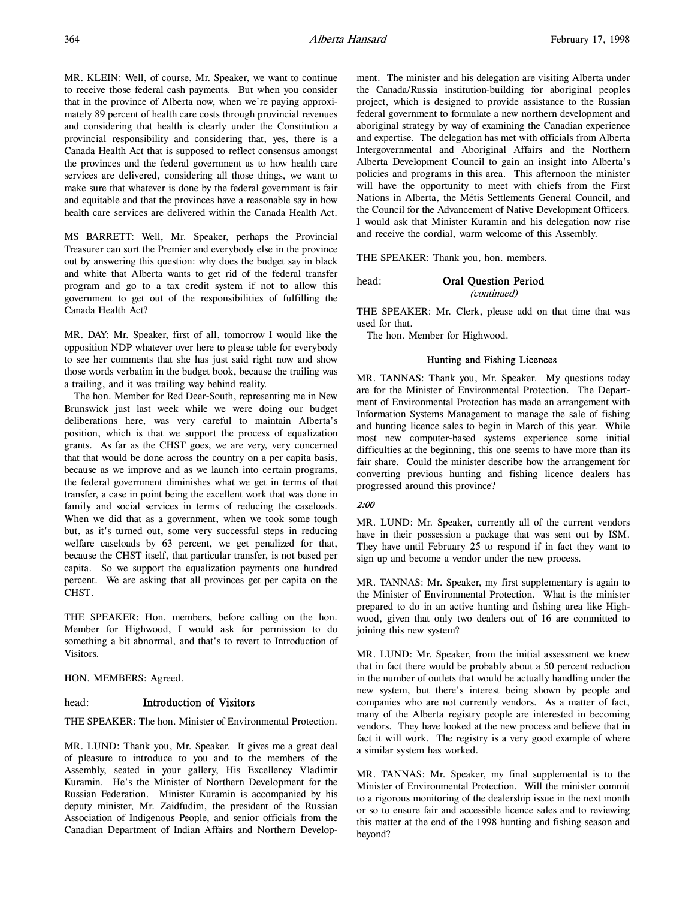MR. KLEIN: Well, of course, Mr. Speaker, we want to continue to receive those federal cash payments. But when you consider that in the province of Alberta now, when we're paying approximately 89 percent of health care costs through provincial revenues and considering that health is clearly under the Constitution a provincial responsibility and considering that, yes, there is a Canada Health Act that is supposed to reflect consensus amongst the provinces and the federal government as to how health care services are delivered, considering all those things, we want to make sure that whatever is done by the federal government is fair and equitable and that the provinces have a reasonable say in how health care services are delivered within the Canada Health Act.

MS BARRETT: Well, Mr. Speaker, perhaps the Provincial Treasurer can sort the Premier and everybody else in the province out by answering this question: why does the budget say in black and white that Alberta wants to get rid of the federal transfer program and go to a tax credit system if not to allow this government to get out of the responsibilities of fulfilling the Canada Health Act?

MR. DAY: Mr. Speaker, first of all, tomorrow I would like the opposition NDP whatever over here to please table for everybody to see her comments that she has just said right now and show those words verbatim in the budget book, because the trailing was a trailing, and it was trailing way behind reality.

The hon. Member for Red Deer-South, representing me in New Brunswick just last week while we were doing our budget deliberations here, was very careful to maintain Alberta's position, which is that we support the process of equalization grants. As far as the CHST goes, we are very, very concerned that that would be done across the country on a per capita basis, because as we improve and as we launch into certain programs, the federal government diminishes what we get in terms of that transfer, a case in point being the excellent work that was done in family and social services in terms of reducing the caseloads. When we did that as a government, when we took some tough but, as it's turned out, some very successful steps in reducing welfare caseloads by 63 percent, we get penalized for that, because the CHST itself, that particular transfer, is not based per capita. So we support the equalization payments one hundred percent. We are asking that all provinces get per capita on the CHST.

THE SPEAKER: Hon. members, before calling on the hon. Member for Highwood, I would ask for permission to do something a bit abnormal, and that's to revert to Introduction of Visitors.

HON. MEMBERS: Agreed.

## head: Introduction of Visitors

THE SPEAKER: The hon. Minister of Environmental Protection.

MR. LUND: Thank you, Mr. Speaker. It gives me a great deal of pleasure to introduce to you and to the members of the Assembly, seated in your gallery, His Excellency Vladimir Kuramin. He's the Minister of Northern Development for the Russian Federation. Minister Kuramin is accompanied by his deputy minister, Mr. Zaidfudim, the president of the Russian Association of Indigenous People, and senior officials from the Canadian Department of Indian Affairs and Northern Development. The minister and his delegation are visiting Alberta under the Canada/Russia institution-building for aboriginal peoples project, which is designed to provide assistance to the Russian federal government to formulate a new northern development and aboriginal strategy by way of examining the Canadian experience and expertise. The delegation has met with officials from Alberta Intergovernmental and Aboriginal Affairs and the Northern Alberta Development Council to gain an insight into Alberta's policies and programs in this area. This afternoon the minister will have the opportunity to meet with chiefs from the First Nations in Alberta, the Métis Settlements General Council, and the Council for the Advancement of Native Development Officers. I would ask that Minister Kuramin and his delegation now rise and receive the cordial, warm welcome of this Assembly.

THE SPEAKER: Thank you, hon. members.

## head: Oral Question Period
*(continued)*

THE SPEAKER: Mr. Clerk, please add on that time that was used for that.

The hon. Member for Highwood.

### Hunting and Fishing Licences

MR. TANNAS: Thank you, Mr. Speaker. My questions today are for the Minister of Environmental Protection. The Department of Environmental Protection has made an arrangement with Information Systems Management to manage the sale of fishing and hunting licence sales to begin in March of this year. While most new computer-based systems experience some initial difficulties at the beginning, this one seems to have more than its fair share. Could the minister describe how the arrangement for converting previous hunting and fishing licence dealers has progressed around this province?

*2:00*

MR. LUND: Mr. Speaker, currently all of the current vendors have in their possession a package that was sent out by ISM. They have until February 25 to respond if in fact they want to sign up and become a vendor under the new process.

MR. TANNAS: Mr. Speaker, my first supplementary is again to the Minister of Environmental Protection. What is the minister prepared to do in an active hunting and fishing area like Highwood, given that only two dealers out of 16 are committed to joining this new system?

MR. LUND: Mr. Speaker, from the initial assessment we knew that in fact there would be probably about a 50 percent reduction in the number of outlets that would be actually handling under the new system, but there's interest being shown by people and companies who are not currently vendors. As a matter of fact, many of the Alberta registry people are interested in becoming vendors. They have looked at the new process and believe that in fact it will work. The registry is a very good example of where a similar system has worked.

MR. TANNAS: Mr. Speaker, my final supplemental is to the Minister of Environmental Protection. Will the minister commit to a rigorous monitoring of the dealership issue in the next month or so to ensure fair and accessible licence sales and to reviewing this matter at the end of the 1998 hunting and fishing season and beyond?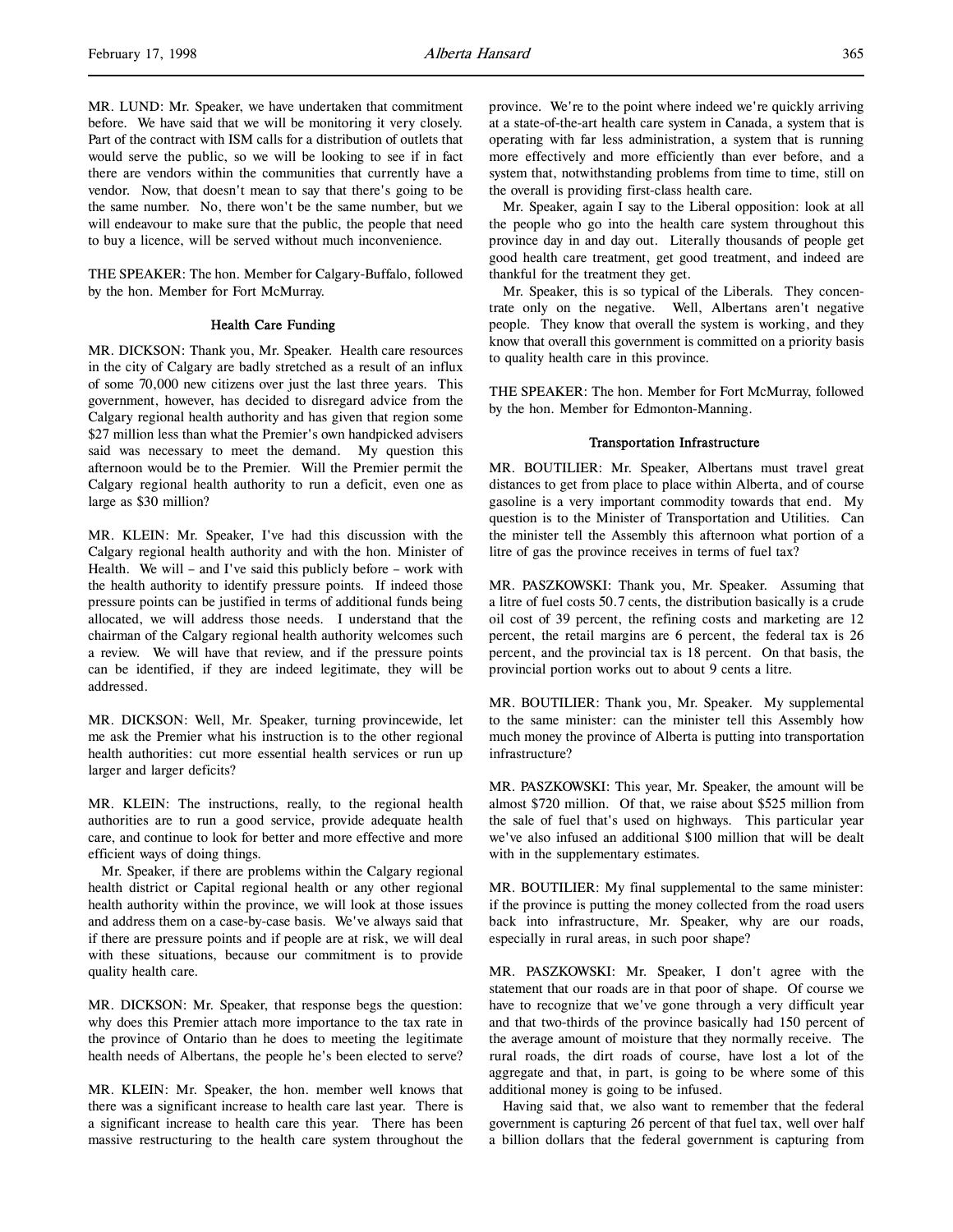MR. LUND: Mr. Speaker, we have undertaken that commitment before. We have said that we will be monitoring it very closely. Part of the contract with ISM calls for a distribution of outlets that would serve the public, so we will be looking to see if in fact there are vendors within the communities that currently have a vendor. Now, that doesn't mean to say that there's going to be the same number. No, there won't be the same number, but we will endeavour to make sure that the public, the people that need to buy a licence, will be served without much inconvenience.

THE SPEAKER: The hon. Member for Calgary-Buffalo, followed by the hon. Member for Fort McMurray.

### Health Care Funding

MR. DICKSON: Thank you, Mr. Speaker. Health care resources in the city of Calgary are badly stretched as a result of an influx of some 70,000 new citizens over just the last three years. This government, however, has decided to disregard advice from the Calgary regional health authority and has given that region some $27 million less than what the Premier's own handpicked advisers said was necessary to meet the demand. My question this afternoon would be to the Premier. Will the Premier permit the Calgary regional health authority to run a deficit, even one as large as $30 million?

MR. KLEIN: Mr. Speaker, I've had this discussion with the Calgary regional health authority and with the hon. Minister of Health. We will – and I've said this publicly before – work with the health authority to identify pressure points. If indeed those pressure points can be justified in terms of additional funds being allocated, we will address those needs. I understand that the chairman of the Calgary regional health authority welcomes such a review. We will have that review, and if the pressure points can be identified, if they are indeed legitimate, they will be addressed.

MR. DICKSON: Well, Mr. Speaker, turning provincewide, let me ask the Premier what his instruction is to the other regional health authorities: cut more essential health services or run up larger and larger deficits?

MR. KLEIN: The instructions, really, to the regional health authorities are to run a good service, provide adequate health care, and continue to look for better and more effective and more efficient ways of doing things.

Mr. Speaker, if there are problems within the Calgary regional health district or Capital regional health or any other regional health authority within the province, we will look at those issues and address them on a case-by-case basis. We've always said that if there are pressure points and if people are at risk, we will deal with these situations, because our commitment is to provide quality health care.

MR. DICKSON: Mr. Speaker, that response begs the question: why does this Premier attach more importance to the tax rate in the province of Ontario than he does to meeting the legitimate health needs of Albertans, the people he's been elected to serve?

MR. KLEIN: Mr. Speaker, the hon. member well knows that there was a significant increase to health care last year. There is a significant increase to health care this year. There has been massive restructuring to the health care system throughout the province. We're to the point where indeed we're quickly arriving at a state-of-the-art health care system in Canada, a system that is operating with far less administration, a system that is running more effectively and more efficiently than ever before, and a system that, notwithstanding problems from time to time, still on the overall is providing first-class health care.

Mr. Speaker, again I say to the Liberal opposition: look at all the people who go into the health care system throughout this province day in and day out. Literally thousands of people get good health care treatment, get good treatment, and indeed are thankful for the treatment they get.

Mr. Speaker, this is so typical of the Liberals. They concentrate only on the negative. Well, Albertans aren't negative people. They know that overall the system is working, and they know that overall this government is committed on a priority basis to quality health care in this province.

THE SPEAKER: The hon. Member for Fort McMurray, followed by the hon. Member for Edmonton-Manning.

### Transportation Infrastructure

MR. BOUTILIER: Mr. Speaker, Albertans must travel great distances to get from place to place within Alberta, and of course gasoline is a very important commodity towards that end. My question is to the Minister of Transportation and Utilities. Can the minister tell the Assembly this afternoon what portion of a litre of gas the province receives in terms of fuel tax?

MR. PASZKOWSKI: Thank you, Mr. Speaker. Assuming that a litre of fuel costs 50.7 cents, the distribution basically is a crude oil cost of 39 percent, the refining costs and marketing are 12 percent, the retail margins are 6 percent, the federal tax is 26 percent, and the provincial tax is 18 percent. On that basis, the provincial portion works out to about 9 cents a litre.

MR. BOUTILIER: Thank you, Mr. Speaker. My supplemental to the same minister: can the minister tell this Assembly how much money the province of Alberta is putting into transportation infrastructure?

MR. PASZKOWSKI: This year, Mr. Speaker, the amount will be almost $720 million. Of that, we raise about $525 million from the sale of fuel that's used on highways. This particular year we've also infused an additional $100 million that will be dealt with in the supplementary estimates.

MR. BOUTILIER: My final supplemental to the same minister: if the province is putting the money collected from the road users back into infrastructure, Mr. Speaker, why are our roads, especially in rural areas, in such poor shape?

MR. PASZKOWSKI: Mr. Speaker, I don't agree with the statement that our roads are in that poor of shape. Of course we have to recognize that we've gone through a very difficult year and that two-thirds of the province basically had 150 percent of the average amount of moisture that they normally receive. The rural roads, the dirt roads of course, have lost a lot of the aggregate and that, in part, is going to be where some of this additional money is going to be infused.

Having said that, we also want to remember that the federal government is capturing 26 percent of that fuel tax, well over half a billion dollars that the federal government is capturing from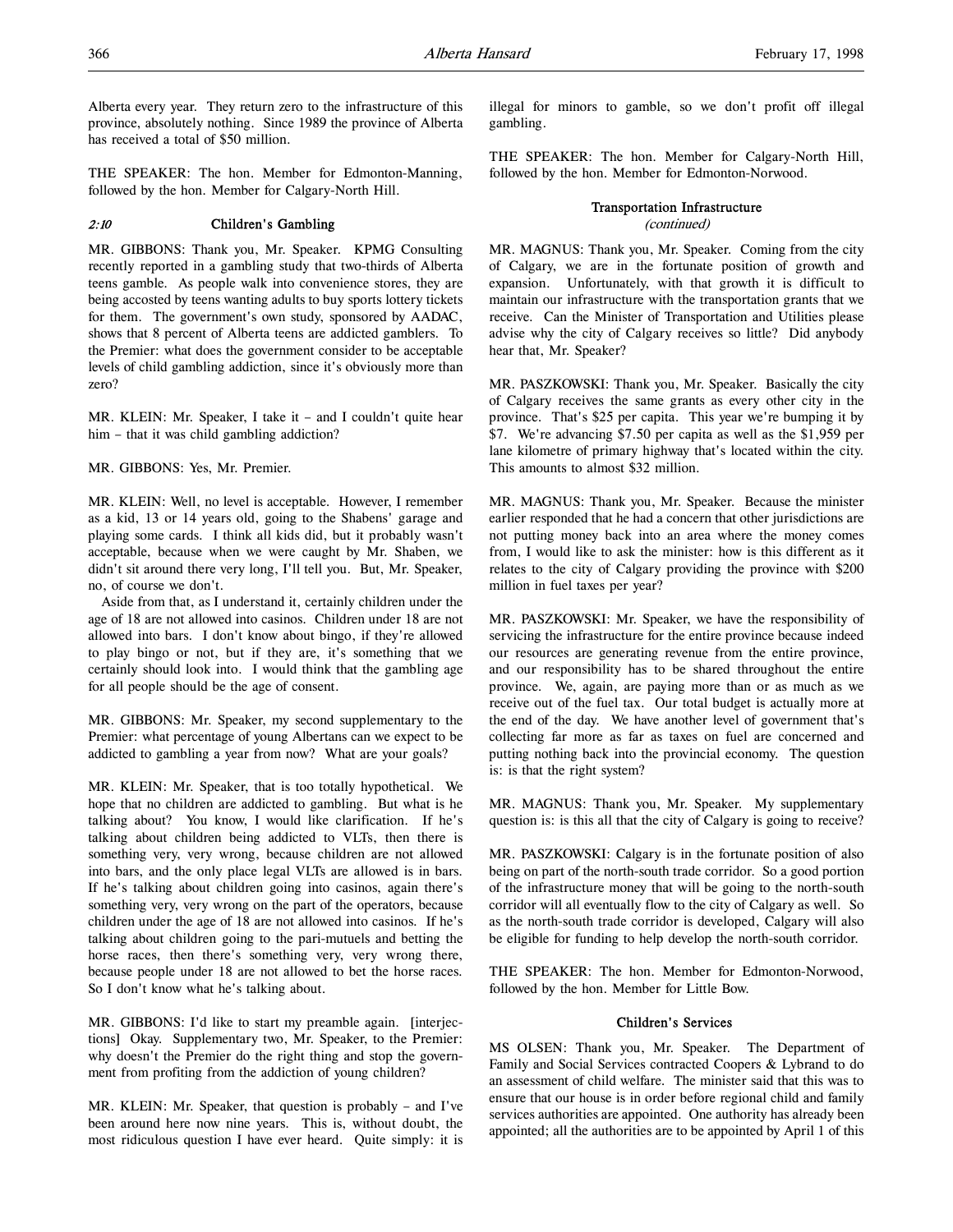Alberta every year. They return zero to the infrastructure of this province, absolutely nothing. Since 1989 the province of Alberta has received a total of $50 million.

THE SPEAKER: The hon. Member for Edmonton-Manning, followed by the hon. Member for Calgary-North Hill.

### *2:10* Children's Gambling

MR. GIBBONS: Thank you, Mr. Speaker. KPMG Consulting recently reported in a gambling study that two-thirds of Alberta teens gamble. As people walk into convenience stores, they are being accosted by teens wanting adults to buy sports lottery tickets for them. The government's own study, sponsored by AADAC, shows that 8 percent of Alberta teens are addicted gamblers. To the Premier: what does the government consider to be acceptable levels of child gambling addiction, since it's obviously more than zero?

MR. KLEIN: Mr. Speaker, I take it – and I couldn't quite hear him – that it was child gambling addiction?

MR. GIBBONS: Yes, Mr. Premier.

MR. KLEIN: Well, no level is acceptable. However, I remember as a kid, 13 or 14 years old, going to the Shabens' garage and playing some cards. I think all kids did, but it probably wasn't acceptable, because when we were caught by Mr. Shaben, we didn't sit around there very long, I'll tell you. But, Mr. Speaker, no, of course we don't.

Aside from that, as I understand it, certainly children under the age of 18 are not allowed into casinos. Children under 18 are not allowed into bars. I don't know about bingo, if they're allowed to play bingo or not, but if they are, it's something that we certainly should look into. I would think that the gambling age for all people should be the age of consent.

MR. GIBBONS: Mr. Speaker, my second supplementary to the Premier: what percentage of young Albertans can we expect to be addicted to gambling a year from now? What are your goals?

MR. KLEIN: Mr. Speaker, that is too totally hypothetical. We hope that no children are addicted to gambling. But what is he talking about? You know, I would like clarification. If he's talking about children being addicted to VLTs, then there is something very, very wrong, because children are not allowed into bars, and the only place legal VLTs are allowed is in bars. If he's talking about children going into casinos, again there's something very, very wrong on the part of the operators, because children under the age of 18 are not allowed into casinos. If he's talking about children going to the pari-mutuels and betting the horse races, then there's something very, very wrong there, because people under 18 are not allowed to bet the horse races. So I don't know what he's talking about.

MR. GIBBONS: I'd like to start my preamble again. [interjections] Okay. Supplementary two, Mr. Speaker, to the Premier: why doesn't the Premier do the right thing and stop the government from profiting from the addiction of young children?

MR. KLEIN: Mr. Speaker, that question is probably – and I've been around here now nine years. This is, without doubt, the most ridiculous question I have ever heard. Quite simply: it is illegal for minors to gamble, so we don't profit off illegal gambling.

THE SPEAKER: The hon. Member for Calgary-North Hill, followed by the hon. Member for Edmonton-Norwood.

### Transportation Infrastructure
*(continued)*

MR. MAGNUS: Thank you, Mr. Speaker. Coming from the city of Calgary, we are in the fortunate position of growth and expansion. Unfortunately, with that growth it is difficult to maintain our infrastructure with the transportation grants that we receive. Can the Minister of Transportation and Utilities please advise why the city of Calgary receives so little? Did anybody hear that, Mr. Speaker?

MR. PASZKOWSKI: Thank you, Mr. Speaker. Basically the city of Calgary receives the same grants as every other city in the province. That's $25 per capita. This year we're bumping it by $7. We're advancing $7.50 per capita as well as the $1,959 per lane kilometre of primary highway that's located within the city. This amounts to almost $32 million.

MR. MAGNUS: Thank you, Mr. Speaker. Because the minister earlier responded that he had a concern that other jurisdictions are not putting money back into an area where the money comes from, I would like to ask the minister: how is this different as it relates to the city of Calgary providing the province with $200 million in fuel taxes per year?

MR. PASZKOWSKI: Mr. Speaker, we have the responsibility of servicing the infrastructure for the entire province because indeed our resources are generating revenue from the entire province, and our responsibility has to be shared throughout the entire province. We, again, are paying more than or as much as we receive out of the fuel tax. Our total budget is actually more at the end of the day. We have another level of government that's collecting far more as far as taxes on fuel are concerned and putting nothing back into the provincial economy. The question is: is that the right system?

MR. MAGNUS: Thank you, Mr. Speaker. My supplementary question is: is this all that the city of Calgary is going to receive?

MR. PASZKOWSKI: Calgary is in the fortunate position of also being on part of the north-south trade corridor. So a good portion of the infrastructure money that will be going to the north-south corridor will all eventually flow to the city of Calgary as well. So as the north-south trade corridor is developed, Calgary will also be eligible for funding to help develop the north-south corridor.

THE SPEAKER: The hon. Member for Edmonton-Norwood, followed by the hon. Member for Little Bow.

### Children's Services

MS OLSEN: Thank you, Mr. Speaker. The Department of Family and Social Services contracted Coopers & Lybrand to do an assessment of child welfare. The minister said that this was to ensure that our house is in order before regional child and family services authorities are appointed. One authority has already been appointed; all the authorities are to be appointed by April 1 of this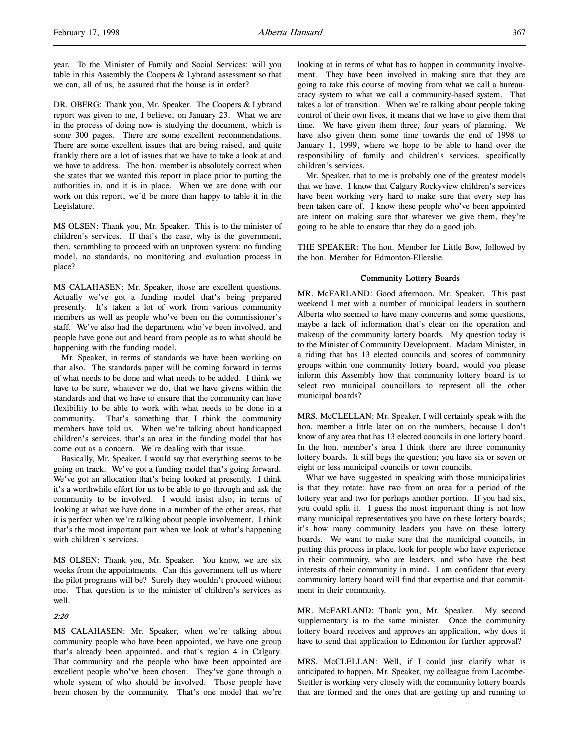year. To the Minister of Family and Social Services: will you table in this Assembly the Coopers & Lybrand assessment so that we can, all of us, be assured that the house is in order?

DR. OBERG: Thank you, Mr. Speaker. The Coopers & Lybrand report was given to me, I believe, on January 23. What we are in the process of doing now is studying the document, which is some 300 pages. There are some excellent recommendations. There are some excellent issues that are being raised, and quite frankly there are a lot of issues that we have to take a look at and we have to address. The hon. member is absolutely correct when she states that we wanted this report in place prior to putting the authorities in, and it is in place. When we are done with our work on this report, we'd be more than happy to table it in the Legislature.

MS OLSEN: Thank you, Mr. Speaker. This is to the minister of children's services. If that's the case, why is the government, then, scrambling to proceed with an unproven system: no funding model, no standards, no monitoring and evaluation process in place?

MS CALAHASEN: Mr. Speaker, those are excellent questions. Actually we've got a funding model that's being prepared presently. It's taken a lot of work from various community members as well as people who've been on the commissioner's staff. We've also had the department who've been involved, and people have gone out and heard from people as to what should be happening with the funding model.

Mr. Speaker, in terms of standards we have been working on that also. The standards paper will be coming forward in terms of what needs to be done and what needs to be added. I think we have to be sure, whatever we do, that we have givens within the standards and that we have to ensure that the community can have flexibility to be able to work with what needs to be done in a community. That's something that I think the community members have told us. When we're talking about handicapped children's services, that's an area in the funding model that has come out as a concern. We're dealing with that issue.

Basically, Mr. Speaker, I would say that everything seems to be going on track. We've got a funding model that's going forward. We've got an allocation that's being looked at presently. I think it's a worthwhile effort for us to be able to go through and ask the community to be involved. I would insist also, in terms of looking at what we have done in a number of the other areas, that it is perfect when we're talking about people involvement. I think that's the most important part when we look at what's happening with children's services.

MS OLSEN: Thank you, Mr. Speaker. You know, we are six weeks from the appointments. Can this government tell us where the pilot programs will be? Surely they wouldn't proceed without one. That question is to the minister of children's services as well.

*2:20*

MS CALAHASEN: Mr. Speaker, when we're talking about community people who have been appointed, we have one group that's already been appointed, and that's region 4 in Calgary. That community and the people who have been appointed are excellent people who've been chosen. They've gone through a whole system of who should be involved. Those people have been chosen by the community. That's one model that we're looking at in terms of what has to happen in community involvement. They have been involved in making sure that they are going to take this course of moving from what we call a bureaucracy system to what we call a community-based system. That takes a lot of transition. When we're talking about people taking control of their own lives, it means that we have to give them that time. We have given them three, four years of planning. We have also given them some time towards the end of 1998 to January 1, 1999, where we hope to be able to hand over the responsibility of family and children's services, specifically children's services.

Mr. Speaker, that to me is probably one of the greatest models that we have. I know that Calgary Rockyview children's services have been working very hard to make sure that every step has been taken care of. I know these people who've been appointed are intent on making sure that whatever we give them, they're going to be able to ensure that they do a good job.

THE SPEAKER: The hon. Member for Little Bow, followed by the hon. Member for Edmonton-Ellerslie.

### Community Lottery Boards

MR. McFARLAND: Good afternoon, Mr. Speaker. This past weekend I met with a number of municipal leaders in southern Alberta who seemed to have many concerns and some questions, maybe a lack of information that's clear on the operation and makeup of the community lottery boards. My question today is to the Minister of Community Development. Madam Minister, in a riding that has 13 elected councils and scores of community groups within one community lottery board, would you please inform this Assembly how that community lottery board is to select two municipal councillors to represent all the other municipal boards?

MRS. McCLELLAN: Mr. Speaker, I will certainly speak with the hon. member a little later on on the numbers, because I don't know of any area that has 13 elected councils in one lottery board. In the hon. member's area I think there are three community lottery boards. It still begs the question; you have six or seven or eight or less municipal councils or town councils.

What we have suggested in speaking with those municipalities is that they rotate: have two from an area for a period of the lottery year and two for perhaps another portion. If you had six, you could split it. I guess the most important thing is not how many municipal representatives you have on these lottery boards; it's how many community leaders you have on these lottery boards. We want to make sure that the municipal councils, in putting this process in place, look for people who have experience in their community, who are leaders, and who have the best interests of their community in mind. I am confident that every community lottery board will find that expertise and that commitment in their community.

MR. McFARLAND: Thank you, Mr. Speaker. My second supplementary is to the same minister. Once the community lottery board receives and approves an application, why does it have to send that application to Edmonton for further approval?

MRS. McCLELLAN: Well, if I could just clarify what is anticipated to happen, Mr. Speaker, my colleague from Lacombe-Stettler is working very closely with the community lottery boards that are formed and the ones that are getting up and running to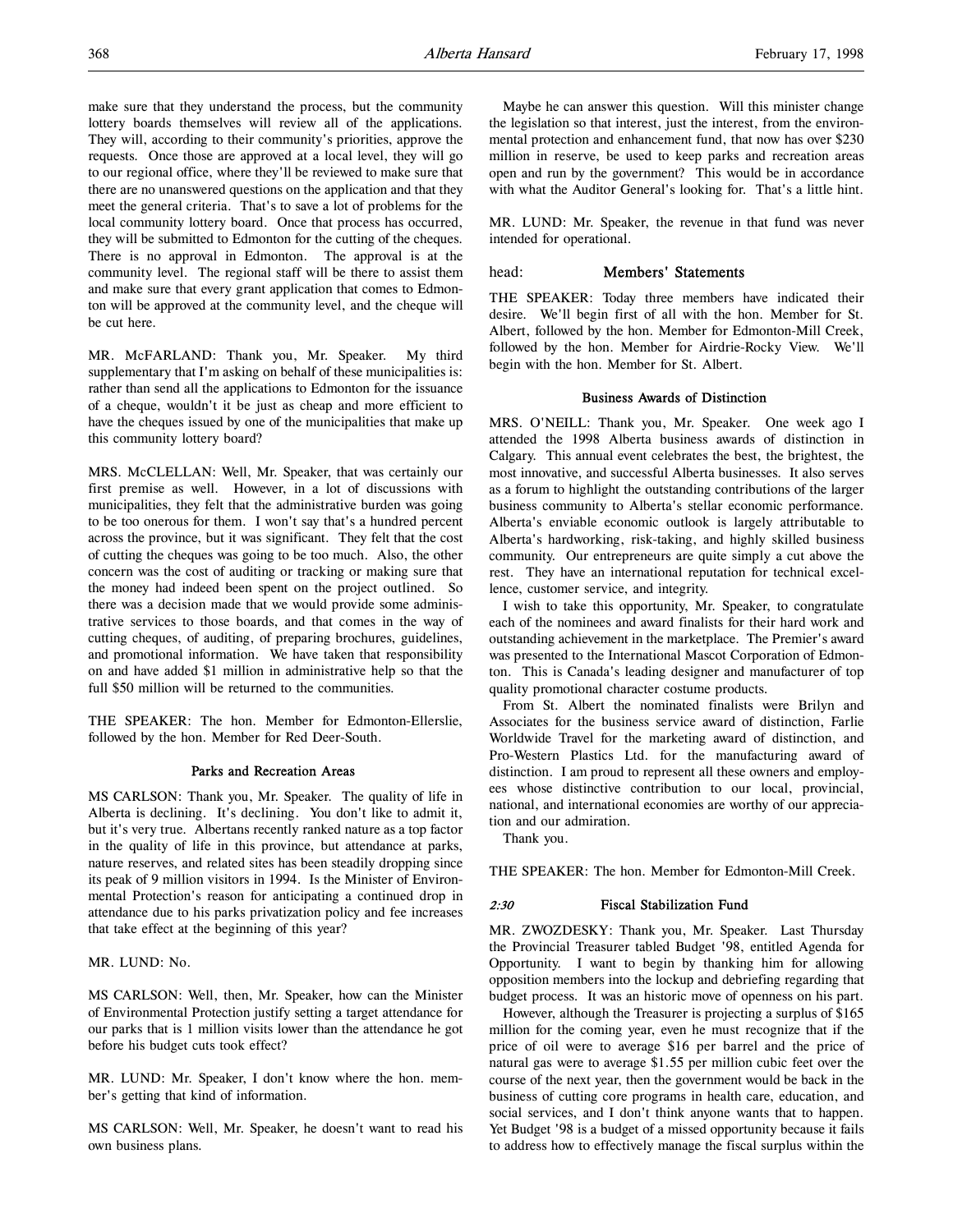make sure that they understand the process, but the community lottery boards themselves will review all of the applications. They will, according to their community's priorities, approve the requests. Once those are approved at a local level, they will go to our regional office, where they'll be reviewed to make sure that there are no unanswered questions on the application and that they meet the general criteria. That's to save a lot of problems for the local community lottery board. Once that process has occurred, they will be submitted to Edmonton for the cutting of the cheques. There is no approval in Edmonton. The approval is at the community level. The regional staff will be there to assist them and make sure that every grant application that comes to Edmonton will be approved at the community level, and the cheque will be cut here.

MR. McFARLAND: Thank you, Mr. Speaker. My third supplementary that I'm asking on behalf of these municipalities is: rather than send all the applications to Edmonton for the issuance of a cheque, wouldn't it be just as cheap and more efficient to have the cheques issued by one of the municipalities that make up this community lottery board?

MRS. McCLELLAN: Well, Mr. Speaker, that was certainly our first premise as well. However, in a lot of discussions with municipalities, they felt that the administrative burden was going to be too onerous for them. I won't say that's a hundred percent across the province, but it was significant. They felt that the cost of cutting the cheques was going to be too much. Also, the other concern was the cost of auditing or tracking or making sure that the money had indeed been spent on the project outlined. So there was a decision made that we would provide some administrative services to those boards, and that comes in the way of cutting cheques, of auditing, of preparing brochures, guidelines, and promotional information. We have taken that responsibility on and have added $1 million in administrative help so that the full $50 million will be returned to the communities.

THE SPEAKER: The hon. Member for Edmonton-Ellerslie, followed by the hon. Member for Red Deer-South.

### Parks and Recreation Areas

MS CARLSON: Thank you, Mr. Speaker. The quality of life in Alberta is declining. It's declining. You don't like to admit it, but it's very true. Albertans recently ranked nature as a top factor in the quality of life in this province, but attendance at parks, nature reserves, and related sites has been steadily dropping since its peak of 9 million visitors in 1994. Is the Minister of Environmental Protection's reason for anticipating a continued drop in attendance due to his parks privatization policy and fee increases that take effect at the beginning of this year?

MR. LUND: No.

MS CARLSON: Well, then, Mr. Speaker, how can the Minister of Environmental Protection justify setting a target attendance for our parks that is 1 million visits lower than the attendance he got before his budget cuts took effect?

MR. LUND: Mr. Speaker, I don't know where the hon. member's getting that kind of information.

MS CARLSON: Well, Mr. Speaker, he doesn't want to read his own business plans.

Maybe he can answer this question. Will this minister change the legislation so that interest, just the interest, from the environmental protection and enhancement fund, that now has over $230 million in reserve, be used to keep parks and recreation areas open and run by the government? This would be in accordance with what the Auditor General's looking for. That's a little hint.

MR. LUND: Mr. Speaker, the revenue in that fund was never intended for operational.

## head: Members' Statements

THE SPEAKER: Today three members have indicated their desire. We'll begin first of all with the hon. Member for St. Albert, followed by the hon. Member for Edmonton-Mill Creek, followed by the hon. Member for Airdrie-Rocky View. We'll begin with the hon. Member for St. Albert.

### Business Awards of Distinction

MRS. O'NEILL: Thank you, Mr. Speaker. One week ago I attended the 1998 Alberta business awards of distinction in Calgary. This annual event celebrates the best, the brightest, the most innovative, and successful Alberta businesses. It also serves as a forum to highlight the outstanding contributions of the larger business community to Alberta's stellar economic performance. Alberta's enviable economic outlook is largely attributable to Alberta's hardworking, risk-taking, and highly skilled business community. Our entrepreneurs are quite simply a cut above the rest. They have an international reputation for technical excellence, customer service, and integrity.

I wish to take this opportunity, Mr. Speaker, to congratulate each of the nominees and award finalists for their hard work and outstanding achievement in the marketplace. The Premier's award was presented to the International Mascot Corporation of Edmonton. This is Canada's leading designer and manufacturer of top quality promotional character costume products.

From St. Albert the nominated finalists were Brilyn and Associates for the business service award of distinction, Farlie Worldwide Travel for the marketing award of distinction, and Pro-Western Plastics Ltd. for the manufacturing award of distinction. I am proud to represent all these owners and employees whose distinctive contribution to our local, provincial, national, and international economies are worthy of our appreciation and our admiration.

Thank you.

THE SPEAKER: The hon. Member for Edmonton-Mill Creek.

### *2:30* Fiscal Stabilization Fund

MR. ZWOZDESKY: Thank you, Mr. Speaker. Last Thursday the Provincial Treasurer tabled Budget '98, entitled Agenda for Opportunity. I want to begin by thanking him for allowing opposition members into the lockup and debriefing regarding that budget process. It was an historic move of openness on his part.

However, although the Treasurer is projecting a surplus of $165 million for the coming year, even he must recognize that if the price of oil were to average $16 per barrel and the price of natural gas were to average $1.55 per million cubic feet over the course of the next year, then the government would be back in the business of cutting core programs in health care, education, and social services, and I don't think anyone wants that to happen. Yet Budget '98 is a budget of a missed opportunity because it fails to address how to effectively manage the fiscal surplus within the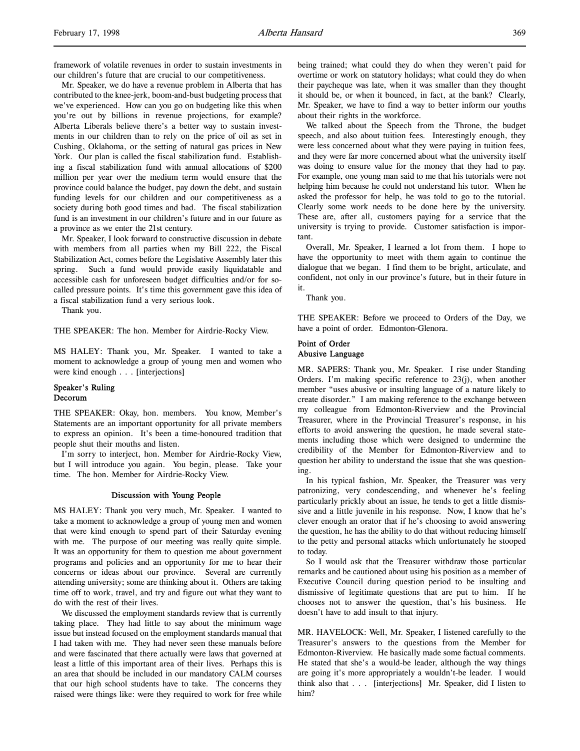framework of volatile revenues in order to sustain investments in our children's future that are crucial to our competitiveness.

Mr. Speaker, we do have a revenue problem in Alberta that has contributed to the knee-jerk, boom-and-bust budgeting process that we've experienced. How can you go on budgeting like this when you're out by billions in revenue projections, for example? Alberta Liberals believe there's a better way to sustain investments in our children than to rely on the price of oil as set in Cushing, Oklahoma, or the setting of natural gas prices in New York. Our plan is called the fiscal stabilization fund. Establishing a fiscal stabilization fund with annual allocations of $200 million per year over the medium term would ensure that the province could balance the budget, pay down the debt, and sustain funding levels for our children and our competitiveness as a society during both good times and bad. The fiscal stabilization fund is an investment in our children's future and in our future as a province as we enter the 21st century.

Mr. Speaker, I look forward to constructive discussion in debate with members from all parties when my Bill 222, the Fiscal Stabilization Act, comes before the Legislative Assembly later this spring. Such a fund would provide easily liquidatable and accessible cash for unforeseen budget difficulties and/or for so-called pressure points. It's time this government gave this idea of a fiscal stabilization fund a very serious look.

Thank you.

THE SPEAKER: The hon. Member for Airdrie-Rocky View.

MS HALEY: Thank you, Mr. Speaker. I wanted to take a moment to acknowledge a group of young men and women who were kind enough . . . [interjections]

## Speaker's Ruling
## Decorum

THE SPEAKER: Okay, hon. members. You know, Member's Statements are an important opportunity for all private members to express an opinion. It's been a time-honoured tradition that people shut their mouths and listen.

I'm sorry to interject, hon. Member for Airdrie-Rocky View, but I will introduce you again. You begin, please. Take your time. The hon. Member for Airdrie-Rocky View.

### Discussion with Young People

MS HALEY: Thank you very much, Mr. Speaker. I wanted to take a moment to acknowledge a group of young men and women that were kind enough to spend part of their Saturday evening with me. The purpose of our meeting was really quite simple. It was an opportunity for them to question me about government programs and policies and an opportunity for me to hear their concerns or ideas about our province. Several are currently attending university; some are thinking about it. Others are taking time off to work, travel, and try and figure out what they want to do with the rest of their lives.

We discussed the employment standards review that is currently taking place. They had little to say about the minimum wage issue but instead focused on the employment standards manual that I had taken with me. They had never seen these manuals before and were fascinated that there actually were laws that governed at least a little of this important area of their lives. Perhaps this is an area that should be included in our mandatory CALM courses that our high school students have to take. The concerns they raised were things like: were they required to work for free while being trained; what could they do when they weren't paid for overtime or work on statutory holidays; what could they do when their paycheque was late, when it was smaller than they thought it should be, or when it bounced, in fact, at the bank? Clearly, Mr. Speaker, we have to find a way to better inform our youths about their rights in the workforce.

We talked about the Speech from the Throne, the budget speech, and also about tuition fees. Interestingly enough, they were less concerned about what they were paying in tuition fees, and they were far more concerned about what the university itself was doing to ensure value for the money that they had to pay. For example, one young man said to me that his tutorials were not helping him because he could not understand his tutor. When he asked the professor for help, he was told to go to the tutorial. Clearly some work needs to be done here by the university. These are, after all, customers paying for a service that the university is trying to provide. Customer satisfaction is important.

Overall, Mr. Speaker, I learned a lot from them. I hope to have the opportunity to meet with them again to continue the dialogue that we began. I find them to be bright, articulate, and confident, not only in our province's future, but in their future in it.

Thank you.

THE SPEAKER: Before we proceed to Orders of the Day, we have a point of order. Edmonton-Glenora.

## Point of Order
## Abusive Language

MR. SAPERS: Thank you, Mr. Speaker. I rise under Standing Orders. I'm making specific reference to 23(j), when another member "uses abusive or insulting language of a nature likely to create disorder." I am making reference to the exchange between my colleague from Edmonton-Riverview and the Provincial Treasurer, where in the Provincial Treasurer's response, in his efforts to avoid answering the question, he made several statements including those which were designed to undermine the credibility of the Member for Edmonton-Riverview and to question her ability to understand the issue that she was questioning.

In his typical fashion, Mr. Speaker, the Treasurer was very patronizing, very condescending, and whenever he's feeling particularly prickly about an issue, he tends to get a little dismissive and a little juvenile in his response. Now, I know that he's clever enough an orator that if he's choosing to avoid answering the question, he has the ability to do that without reducing himself to the petty and personal attacks which unfortunately he stooped to today.

So I would ask that the Treasurer withdraw those particular remarks and be cautioned about using his position as a member of Executive Council during question period to be insulting and dismissive of legitimate questions that are put to him. If he chooses not to answer the question, that's his business. He doesn't have to add insult to that injury.

MR. HAVELOCK: Well, Mr. Speaker, I listened carefully to the Treasurer's answers to the questions from the Member for Edmonton-Riverview. He basically made some factual comments. He stated that she's a would-be leader, although the way things are going it's more appropriately a wouldn't-be leader. I would think also that . . . [interjections] Mr. Speaker, did I listen to him?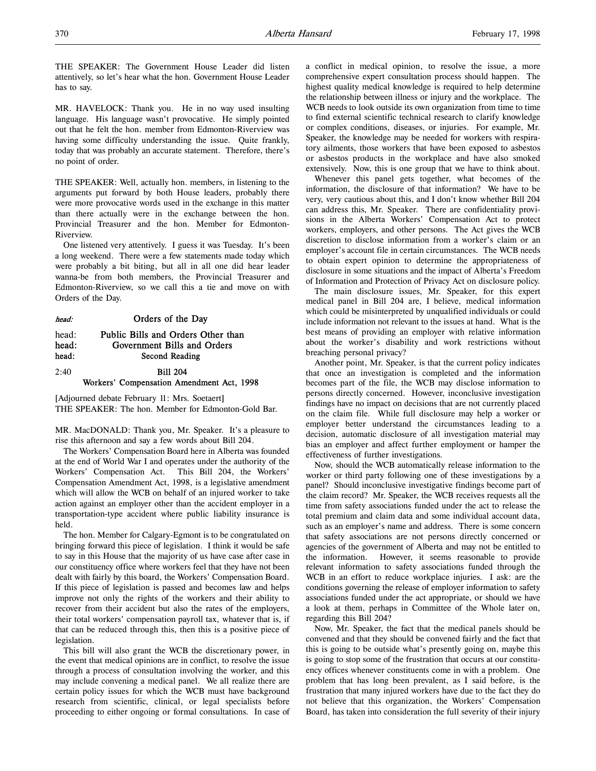THE SPEAKER: The Government House Leader did listen attentively, so let's hear what the hon. Government House Leader has to say.

MR. HAVELOCK: Thank you. He in no way used insulting language. His language wasn't provocative. He simply pointed out that he felt the hon. member from Edmonton-Riverview was having some difficulty understanding the issue. Quite frankly, today that was probably an accurate statement. Therefore, there's no point of order.

THE SPEAKER: Well, actually hon. members, in listening to the arguments put forward by both House leaders, probably there were more provocative words used in the exchange in this matter than there actually were in the exchange between the hon. Provincial Treasurer and the hon. Member for Edmonton-Riverview.

One listened very attentively. I guess it was Tuesday. It's been a long weekend. There were a few statements made today which were probably a bit biting, but all in all one did hear leader wanna-be from both members, the Provincial Treasurer and Edmonton-Riverview, so we call this a tie and move on with Orders of the Day.

head: **Orders of the Day**

head: **Public Bills and Orders Other than**
head: **Government Bills and Orders**
head: **Second Reading**

2:40 **Bill 204**
**Workers' Compensation Amendment Act, 1998**

[Adjourned debate February 11: Mrs. Soetaert]

THE SPEAKER: The hon. Member for Edmonton-Gold Bar.

MR. MacDONALD: Thank you, Mr. Speaker. It's a pleasure to rise this afternoon and say a few words about Bill 204.

The Workers' Compensation Board here in Alberta was founded at the end of World War I and operates under the authority of the Workers' Compensation Act. This Bill 204, the Workers' Compensation Amendment Act, 1998, is a legislative amendment which will allow the WCB on behalf of an injured worker to take action against an employer other than the accident employer in a transportation-type accident where public liability insurance is held.

The hon. Member for Calgary-Egmont is to be congratulated on bringing forward this piece of legislation. I think it would be safe to say in this House that the majority of us have case after case in our constituency office where workers feel that they have not been dealt with fairly by this board, the Workers' Compensation Board. If this piece of legislation is passed and becomes law and helps improve not only the rights of the workers and their ability to recover from their accident but also the rates of the employers, their total workers' compensation payroll tax, whatever that is, if that can be reduced through this, then this is a positive piece of legislation.

This bill will also grant the WCB the discretionary power, in the event that medical opinions are in conflict, to resolve the issue through a process of consultation involving the worker, and this may include convening a medical panel. We all realize there are certain policy issues for which the WCB must have background research from scientific, clinical, or legal specialists before proceeding to either ongoing or formal consultations. In case of a conflict in medical opinion, to resolve the issue, a more comprehensive expert consultation process should happen. The highest quality medical knowledge is required to help determine the relationship between illness or injury and the workplace. The WCB needs to look outside its own organization from time to time to find external scientific technical research to clarify knowledge or complex conditions, diseases, or injuries. For example, Mr. Speaker, the knowledge may be needed for workers with respiratory ailments, those workers that have been exposed to asbestos or asbestos products in the workplace and have also smoked extensively. Now, this is one group that we have to think about.

Whenever this panel gets together, what becomes of the information, the disclosure of that information? We have to be very, very cautious about this, and I don't know whether Bill 204 can address this, Mr. Speaker. There are confidentiality provisions in the Alberta Workers' Compensation Act to protect workers, employers, and other persons. The Act gives the WCB discretion to disclose information from a worker's claim or an employer's account file in certain circumstances. The WCB needs to obtain expert opinion to determine the appropriateness of disclosure in some situations and the impact of Alberta's Freedom of Information and Protection of Privacy Act on disclosure policy.

The main disclosure issues, Mr. Speaker, for this expert medical panel in Bill 204 are, I believe, medical information which could be misinterpreted by unqualified individuals or could include information not relevant to the issues at hand. What is the best means of providing an employer with relative information about the worker's disability and work restrictions without breaching personal privacy?

Another point, Mr. Speaker, is that the current policy indicates that once an investigation is completed and the information becomes part of the file, the WCB may disclose information to persons directly concerned. However, inconclusive investigation findings have no impact on decisions that are not currently placed on the claim file. While full disclosure may help a worker or employer better understand the circumstances leading to a decision, automatic disclosure of all investigation material may bias an employer and affect further employment or hamper the effectiveness of further investigations.

Now, should the WCB automatically release information to the worker or third party following one of these investigations by a panel? Should inconclusive investigative findings become part of the claim record? Mr. Speaker, the WCB receives requests all the time from safety associations funded under the act to release the total premium and claim data and some individual account data, such as an employer's name and address. There is some concern that safety associations are not persons directly concerned or agencies of the government of Alberta and may not be entitled to the information. However, it seems reasonable to provide relevant information to safety associations funded through the WCB in an effort to reduce workplace injuries. I ask: are the conditions governing the release of employer information to safety associations funded under the act appropriate, or should we have a look at them, perhaps in Committee of the Whole later on, regarding this Bill 204?

Now, Mr. Speaker, the fact that the medical panels should be convened and that they should be convened fairly and the fact that this is going to be outside what's presently going on, maybe this is going to stop some of the frustration that occurs at our constituency offices whenever constituents come in with a problem. One problem that has long been prevalent, as I said before, is the frustration that many injured workers have due to the fact they do not believe that this organization, the Workers' Compensation Board, has taken into consideration the full severity of their injury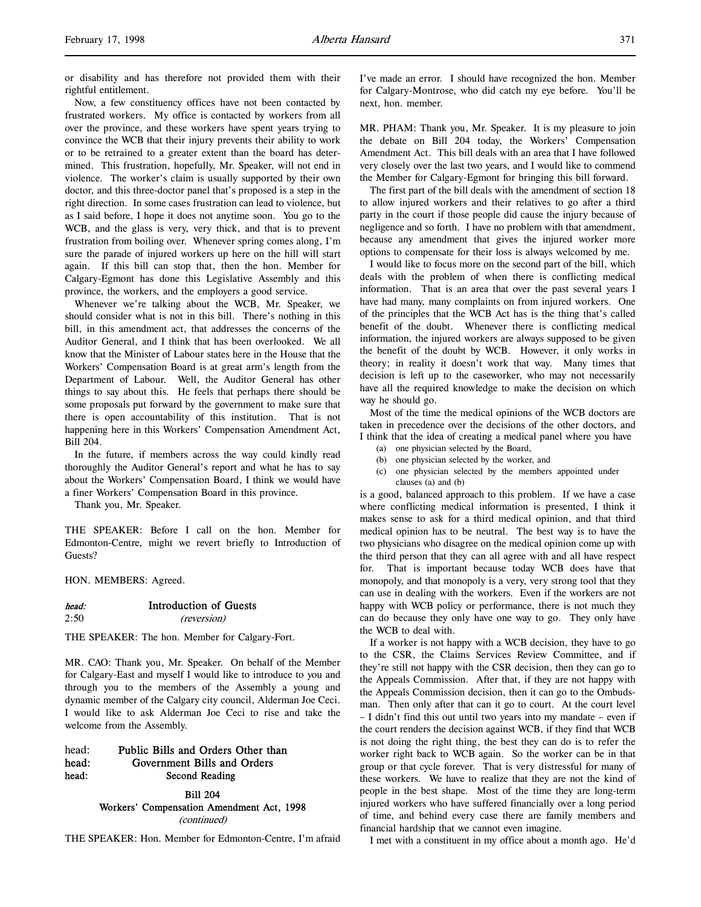or disability and has therefore not provided them with their rightful entitlement.

Now, a few constituency offices have not been contacted by frustrated workers. My office is contacted by workers from all over the province, and these workers have spent years trying to convince the WCB that their injury prevents their ability to work or to be retrained to a greater extent than the board has determined. This frustration, hopefully, Mr. Speaker, will not end in violence. The worker's claim is usually supported by their own doctor, and this three-doctor panel that's proposed is a step in the right direction. In some cases frustration can lead to violence, but as I said before, I hope it does not anytime soon. You go to the WCB, and the glass is very, very thick, and that is to prevent frustration from boiling over. Whenever spring comes along, I'm sure the parade of injured workers up here on the hill will start again. If this bill can stop that, then the hon. Member for Calgary-Egmont has done this Legislative Assembly and this province, the workers, and the employers a good service.

Whenever we're talking about the WCB, Mr. Speaker, we should consider what is not in this bill. There's nothing in this bill, in this amendment act, that addresses the concerns of the Auditor General, and I think that has been overlooked. We all know that the Minister of Labour states here in the House that the Workers' Compensation Board is at great arm's length from the Department of Labour. Well, the Auditor General has other things to say about this. He feels that perhaps there should be some proposals put forward by the government to make sure that there is open accountability of this institution. That is not happening here in this Workers' Compensation Amendment Act, Bill 204.

In the future, if members across the way could kindly read thoroughly the Auditor General's report and what he has to say about the Workers' Compensation Board, I think we would have a finer Workers' Compensation Board in this province.

Thank you, Mr. Speaker.

THE SPEAKER: Before I call on the hon. Member for Edmonton-Centre, might we revert briefly to Introduction of Guests?

HON. MEMBERS: Agreed.

*head:* **Introduction of Guests**
2:50 *(reversion)*

THE SPEAKER: The hon. Member for Calgary-Fort.

MR. CAO: Thank you, Mr. Speaker. On behalf of the Member for Calgary-East and myself I would like to introduce to you and through you to the members of the Assembly a young and dynamic member of the Calgary city council, Alderman Joe Ceci. I would like to ask Alderman Joe Ceci to rise and take the welcome from the Assembly.

head: **Public Bills and Orders Other than**
head: **Government Bills and Orders**
head: **Second Reading**

**Bill 204**
**Workers' Compensation Amendment Act, 1998**
*(continued)*

THE SPEAKER: Hon. Member for Edmonton-Centre, I'm afraid I've made an error. I should have recognized the hon. Member for Calgary-Montrose, who did catch my eye before. You'll be next, hon. member.

MR. PHAM: Thank you, Mr. Speaker. It is my pleasure to join the debate on Bill 204 today, the Workers' Compensation Amendment Act. This bill deals with an area that I have followed very closely over the last two years, and I would like to commend the Member for Calgary-Egmont for bringing this bill forward.

The first part of the bill deals with the amendment of section 18 to allow injured workers and their relatives to go after a third party in the court if those people did cause the injury because of negligence and so forth. I have no problem with that amendment, because any amendment that gives the injured worker more options to compensate for their loss is always welcomed by me.

I would like to focus more on the second part of the bill, which deals with the problem of when there is conflicting medical information. That is an area that over the past several years I have had many, many complaints on from injured workers. One of the principles that the WCB Act has is the thing that's called benefit of the doubt. Whenever there is conflicting medical information, the injured workers are always supposed to be given the benefit of the doubt by WCB. However, it only works in theory; in reality it doesn't work that way. Many times that decision is left up to the caseworker, who may not necessarily have all the required knowledge to make the decision on which way he should go.

Most of the time the medical opinions of the WCB doctors are taken in precedence over the decisions of the other doctors, and I think that the idea of creating a medical panel where you have

(a) one physician selected by the Board,
(b) one physician selected by the worker, and
(c) one physician selected by the members appointed under clauses (a) and (b)

is a good, balanced approach to this problem. If we have a case where conflicting medical information is presented, I think it makes sense to ask for a third medical opinion, and that third medical opinion has to be neutral. The best way is to have the two physicians who disagree on the medical opinion come up with the third person that they can all agree with and all have respect for. That is important because today WCB does have that monopoly, and that monopoly is a very, very strong tool that they can use in dealing with the workers. Even if the workers are not happy with WCB policy or performance, there is not much they can do because they only have one way to go. They only have the WCB to deal with.

If a worker is not happy with a WCB decision, they have to go to the CSR, the Claims Services Review Committee, and if they're still not happy with the CSR decision, then they can go to the Appeals Commission. After that, if they are not happy with the Appeals Commission decision, then it can go to the Ombudsman. Then only after that can it go to court. At the court level – I didn't find this out until two years into my mandate – even if the court renders the decision against WCB, if they find that WCB is not doing the right thing, the best they can do is to refer the worker right back to WCB again. So the worker can be in that group or that cycle forever. That is very distressful for many of these workers. We have to realize that they are not the kind of people in the best shape. Most of the time they are long-term injured workers who have suffered financially over a long period of time, and behind every case there are family members and financial hardship that we cannot even imagine.

I met with a constituent in my office about a month ago. He'd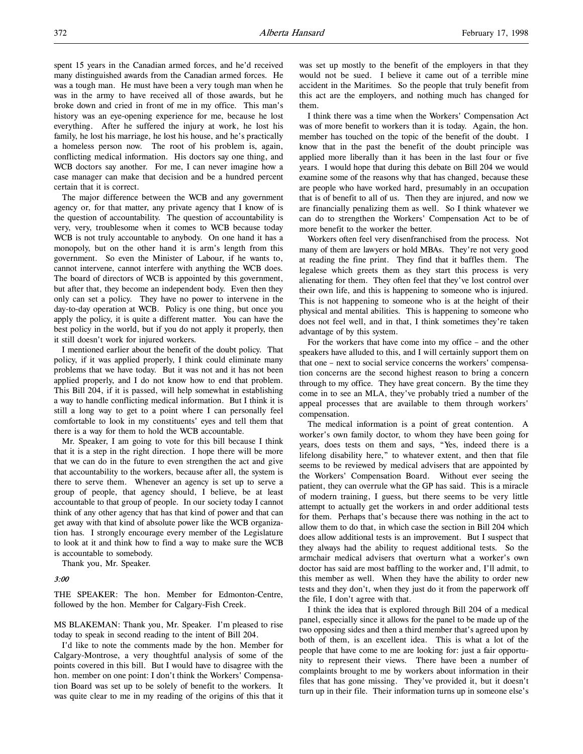spent 15 years in the Canadian armed forces, and he'd received many distinguished awards from the Canadian armed forces. He was a tough man. He must have been a very tough man when he was in the army to have received all of those awards, but he broke down and cried in front of me in my office. This man's history was an eye-opening experience for me, because he lost everything. After he suffered the injury at work, he lost his family, he lost his marriage, he lost his house, and he's practically a homeless person now. The root of his problem is, again, conflicting medical information. His doctors say one thing, and WCB doctors say another. For me, I can never imagine how a case manager can make that decision and be a hundred percent certain that it is correct.

The major difference between the WCB and any government agency or, for that matter, any private agency that I know of is the question of accountability. The question of accountability is very, very, troublesome when it comes to WCB because today WCB is not truly accountable to anybody. On one hand it has a monopoly, but on the other hand it is arm's length from this government. So even the Minister of Labour, if he wants to, cannot intervene, cannot interfere with anything the WCB does. The board of directors of WCB is appointed by this government, but after that, they become an independent body. Even then they only can set a policy. They have no power to intervene in the day-to-day operation at WCB. Policy is one thing, but once you apply the policy, it is quite a different matter. You can have the best policy in the world, but if you do not apply it properly, then it still doesn't work for injured workers.

I mentioned earlier about the benefit of the doubt policy. That policy, if it was applied properly, I think could eliminate many problems that we have today. But it was not and it has not been applied properly, and I do not know how to end that problem. This Bill 204, if it is passed, will help somewhat in establishing a way to handle conflicting medical information. But I think it is still a long way to get to a point where I can personally feel comfortable to look in my constituents' eyes and tell them that there is a way for them to hold the WCB accountable.

Mr. Speaker, I am going to vote for this bill because I think that it is a step in the right direction. I hope there will be more that we can do in the future to even strengthen the act and give that accountability to the workers, because after all, the system is there to serve them. Whenever an agency is set up to serve a group of people, that agency should, I believe, be at least accountable to that group of people. In our society today I cannot think of any other agency that has that kind of power and that can get away with that kind of absolute power like the WCB organization has. I strongly encourage every member of the Legislature to look at it and think how to find a way to make sure the WCB is accountable to somebody.

Thank you, Mr. Speaker.

*3:00*

THE SPEAKER: The hon. Member for Edmonton-Centre, followed by the hon. Member for Calgary-Fish Creek.

MS BLAKEMAN: Thank you, Mr. Speaker. I'm pleased to rise today to speak in second reading to the intent of Bill 204.

I'd like to note the comments made by the hon. Member for Calgary-Montrose, a very thoughtful analysis of some of the points covered in this bill. But I would have to disagree with the hon. member on one point: I don't think the Workers' Compensation Board was set up to be solely of benefit to the workers. It was quite clear to me in my reading of the origins of this that it was set up mostly to the benefit of the employers in that they would not be sued. I believe it came out of a terrible mine accident in the Maritimes. So the people that truly benefit from this act are the employers, and nothing much has changed for them.

I think there was a time when the Workers' Compensation Act was of more benefit to workers than it is today. Again, the hon. member has touched on the topic of the benefit of the doubt. I know that in the past the benefit of the doubt principle was applied more liberally than it has been in the last four or five years. I would hope that during this debate on Bill 204 we would examine some of the reasons why that has changed, because these are people who have worked hard, presumably in an occupation that is of benefit to all of us. Then they are injured, and now we are financially penalizing them as well. So I think whatever we can do to strengthen the Workers' Compensation Act to be of more benefit to the worker the better.

Workers often feel very disenfranchised from the process. Not many of them are lawyers or hold MBAs. They're not very good at reading the fine print. They find that it baffles them. The legalese which greets them as they start this process is very alienating for them. They often feel that they've lost control over their own life, and this is happening to someone who is injured. This is not happening to someone who is at the height of their physical and mental abilities. This is happening to someone who does not feel well, and in that, I think sometimes they're taken advantage of by this system.

For the workers that have come into my office – and the other speakers have alluded to this, and I will certainly support them on that one – next to social service concerns the workers' compensation concerns are the second highest reason to bring a concern through to my office. They have great concern. By the time they come in to see an MLA, they've probably tried a number of the appeal processes that are available to them through workers' compensation.

The medical information is a point of great contention. A worker's own family doctor, to whom they have been going for years, does tests on them and says, "Yes, indeed there is a lifelong disability here," to whatever extent, and then that file seems to be reviewed by medical advisers that are appointed by the Workers' Compensation Board. Without ever seeing the patient, they can overrule what the GP has said. This is a miracle of modern training, I guess, but there seems to be very little attempt to actually get the workers in and order additional tests for them. Perhaps that's because there was nothing in the act to allow them to do that, in which case the section in Bill 204 which does allow additional tests is an improvement. But I suspect that they always had the ability to request additional tests. So the armchair medical advisers that overturn what a worker's own doctor has said are most baffling to the worker and, I'll admit, to this member as well. When they have the ability to order new tests and they don't, when they just do it from the paperwork off the file, I don't agree with that.

I think the idea that is explored through Bill 204 of a medical panel, especially since it allows for the panel to be made up of the two opposing sides and then a third member that's agreed upon by both of them, is an excellent idea. This is what a lot of the people that have come to me are looking for: just a fair opportunity to represent their views. There have been a number of complaints brought to me by workers about information in their files that has gone missing. They've provided it, but it doesn't turn up in their file. Their information turns up in someone else's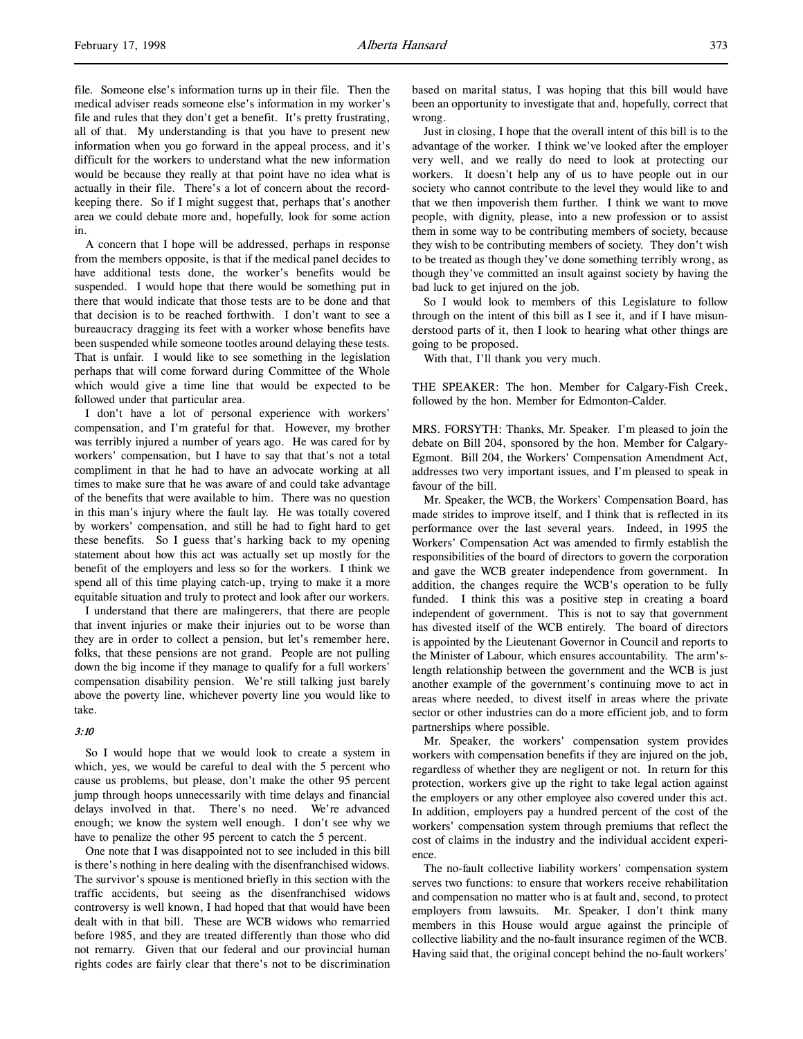file. Someone else's information turns up in their file. Then the medical adviser reads someone else's information in my worker's file and rules that they don't get a benefit. It's pretty frustrating, all of that. My understanding is that you have to present new information when you go forward in the appeal process, and it's difficult for the workers to understand what the new information would be because they really at that point have no idea what is actually in their file. There's a lot of concern about the record-keeping there. So if I might suggest that, perhaps that's another area we could debate more and, hopefully, look for some action in.

A concern that I hope will be addressed, perhaps in response from the members opposite, is that if the medical panel decides to have additional tests done, the worker's benefits would be suspended. I would hope that there would be something put in there that would indicate that those tests are to be done and that that decision is to be reached forthwith. I don't want to see a bureaucracy dragging its feet with a worker whose benefits have been suspended while someone tootles around delaying these tests. That is unfair. I would like to see something in the legislation perhaps that will come forward during Committee of the Whole which would give a time line that would be expected to be followed under that particular area.

I don't have a lot of personal experience with workers' compensation, and I'm grateful for that. However, my brother was terribly injured a number of years ago. He was cared for by workers' compensation, but I have to say that that's not a total compliment in that he had to have an advocate working at all times to make sure that he was aware of and could take advantage of the benefits that were available to him. There was no question in this man's injury where the fault lay. He was totally covered by workers' compensation, and still he had to fight hard to get these benefits. So I guess that's harking back to my opening statement about how this act was actually set up mostly for the benefit of the employers and less so for the workers. I think we spend all of this time playing catch-up, trying to make it a more equitable situation and truly to protect and look after our workers.

I understand that there are malingerers, that there are people that invent injuries or make their injuries out to be worse than they are in order to collect a pension, but let's remember here, folks, that these pensions are not grand. People are not pulling down the big income if they manage to qualify for a full workers' compensation disability pension. We're still talking just barely above the poverty line, whichever poverty line you would like to take.

*3:10*

So I would hope that we would look to create a system in which, yes, we would be careful to deal with the 5 percent who cause us problems, but please, don't make the other 95 percent jump through hoops unnecessarily with time delays and financial delays involved in that. There's no need. We're advanced enough; we know the system well enough. I don't see why we have to penalize the other 95 percent to catch the 5 percent.

One note that I was disappointed not to see included in this bill is there's nothing in here dealing with the disenfranchised widows. The survivor's spouse is mentioned briefly in this section with the traffic accidents, but seeing as the disenfranchised widows controversy is well known, I had hoped that that would have been dealt with in that bill. These are WCB widows who remarried before 1985, and they are treated differently than those who did not remarry. Given that our federal and our provincial human rights codes are fairly clear that there's not to be discrimination based on marital status, I was hoping that this bill would have been an opportunity to investigate that and, hopefully, correct that wrong.

Just in closing, I hope that the overall intent of this bill is to the advantage of the worker. I think we've looked after the employer very well, and we really do need to look at protecting our workers. It doesn't help any of us to have people out in our society who cannot contribute to the level they would like to and that we then impoverish them further. I think we want to move people, with dignity, please, into a new profession or to assist them in some way to be contributing members of society, because they wish to be contributing members of society. They don't wish to be treated as though they've done something terribly wrong, as though they've committed an insult against society by having the bad luck to get injured on the job.

So I would look to members of this Legislature to follow through on the intent of this bill as I see it, and if I have misunderstood parts of it, then I look to hearing what other things are going to be proposed.

With that, I'll thank you very much.

THE SPEAKER: The hon. Member for Calgary-Fish Creek, followed by the hon. Member for Edmonton-Calder.

MRS. FORSYTH: Thanks, Mr. Speaker. I'm pleased to join the debate on Bill 204, sponsored by the hon. Member for Calgary-Egmont. Bill 204, the Workers' Compensation Amendment Act, addresses two very important issues, and I'm pleased to speak in favour of the bill.

Mr. Speaker, the WCB, the Workers' Compensation Board, has made strides to improve itself, and I think that is reflected in its performance over the last several years. Indeed, in 1995 the Workers' Compensation Act was amended to firmly establish the responsibilities of the board of directors to govern the corporation and gave the WCB greater independence from government. In addition, the changes require the WCB's operation to be fully funded. I think this was a positive step in creating a board independent of government. This is not to say that government has divested itself of the WCB entirely. The board of directors is appointed by the Lieutenant Governor in Council and reports to the Minister of Labour, which ensures accountability. The arm's-length relationship between the government and the WCB is just another example of the government's continuing move to act in areas where needed, to divest itself in areas where the private sector or other industries can do a more efficient job, and to form partnerships where possible.

Mr. Speaker, the workers' compensation system provides workers with compensation benefits if they are injured on the job, regardless of whether they are negligent or not. In return for this protection, workers give up the right to take legal action against the employers or any other employee also covered under this act. In addition, employers pay a hundred percent of the cost of the workers' compensation system through premiums that reflect the cost of claims in the industry and the individual accident experience.

The no-fault collective liability workers' compensation system serves two functions: to ensure that workers receive rehabilitation and compensation no matter who is at fault and, second, to protect employers from lawsuits. Mr. Speaker, I don't think many members in this House would argue against the principle of collective liability and the no-fault insurance regimen of the WCB. Having said that, the original concept behind the no-fault workers'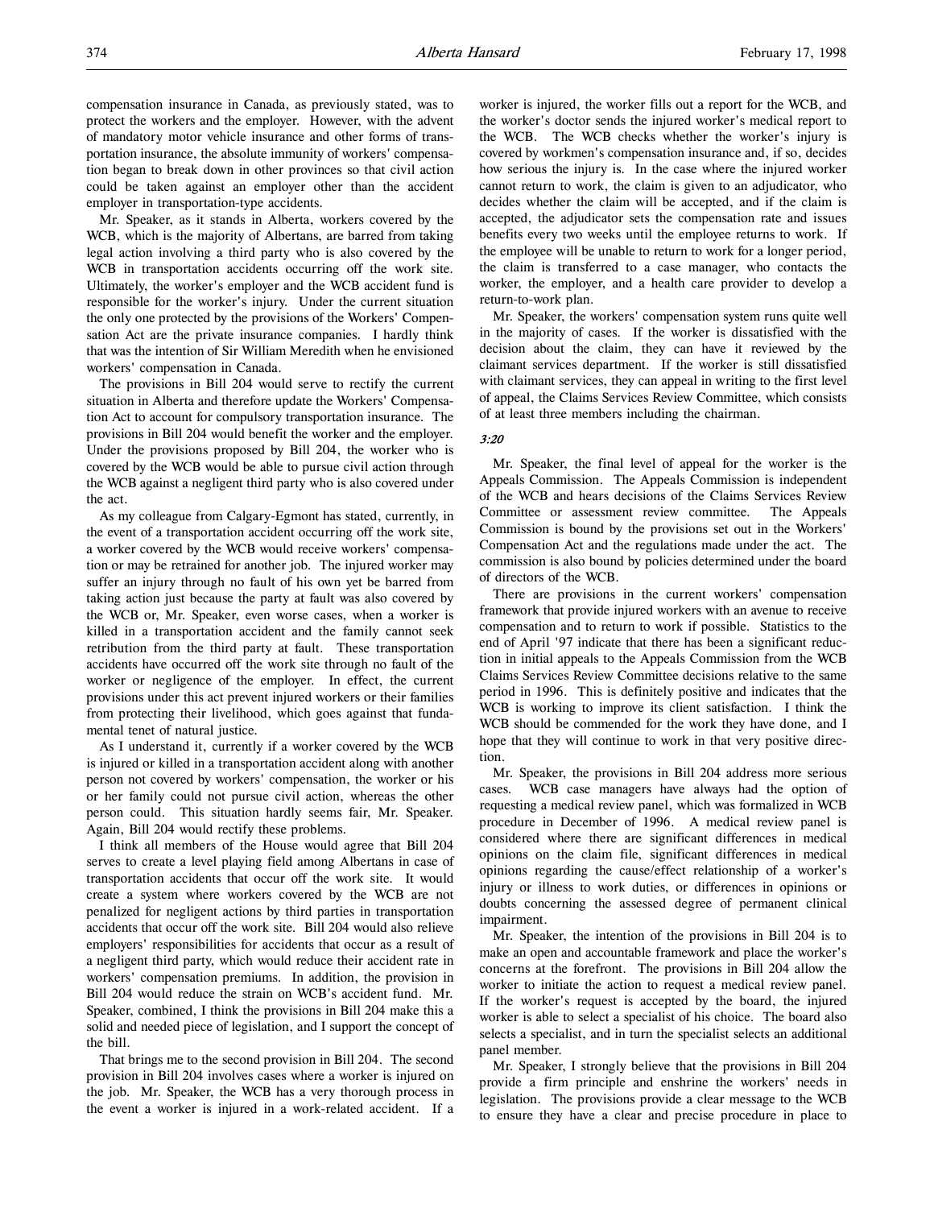compensation insurance in Canada, as previously stated, was to protect the workers and the employer. However, with the advent of mandatory motor vehicle insurance and other forms of transportation insurance, the absolute immunity of workers' compensation began to break down in other provinces so that civil action could be taken against an employer other than the accident employer in transportation-type accidents.

Mr. Speaker, as it stands in Alberta, workers covered by the WCB, which is the majority of Albertans, are barred from taking legal action involving a third party who is also covered by the WCB in transportation accidents occurring off the work site. Ultimately, the worker's employer and the WCB accident fund is responsible for the worker's injury. Under the current situation the only one protected by the provisions of the Workers' Compensation Act are the private insurance companies. I hardly think that was the intention of Sir William Meredith when he envisioned workers' compensation in Canada.

The provisions in Bill 204 would serve to rectify the current situation in Alberta and therefore update the Workers' Compensation Act to account for compulsory transportation insurance. The provisions in Bill 204 would benefit the worker and the employer. Under the provisions proposed by Bill 204, the worker who is covered by the WCB would be able to pursue civil action through the WCB against a negligent third party who is also covered under the act.

As my colleague from Calgary-Egmont has stated, currently, in the event of a transportation accident occurring off the work site, a worker covered by the WCB would receive workers' compensation or may be retrained for another job. The injured worker may suffer an injury through no fault of his own yet be barred from taking action just because the party at fault was also covered by the WCB or, Mr. Speaker, even worse cases, when a worker is killed in a transportation accident and the family cannot seek retribution from the third party at fault. These transportation accidents have occurred off the work site through no fault of the worker or negligence of the employer. In effect, the current provisions under this act prevent injured workers or their families from protecting their livelihood, which goes against that fundamental tenet of natural justice.

As I understand it, currently if a worker covered by the WCB is injured or killed in a transportation accident along with another person not covered by workers' compensation, the worker or his or her family could not pursue civil action, whereas the other person could. This situation hardly seems fair, Mr. Speaker. Again, Bill 204 would rectify these problems.

I think all members of the House would agree that Bill 204 serves to create a level playing field among Albertans in case of transportation accidents that occur off the work site. It would create a system where workers covered by the WCB are not penalized for negligent actions by third parties in transportation accidents that occur off the work site. Bill 204 would also relieve employers' responsibilities for accidents that occur as a result of a negligent third party, which would reduce their accident rate in workers' compensation premiums. In addition, the provision in Bill 204 would reduce the strain on WCB's accident fund. Mr. Speaker, combined, I think the provisions in Bill 204 make this a solid and needed piece of legislation, and I support the concept of the bill.

That brings me to the second provision in Bill 204. The second provision in Bill 204 involves cases where a worker is injured on the job. Mr. Speaker, the WCB has a very thorough process in the event a worker is injured in a work-related accident. If a worker is injured, the worker fills out a report for the WCB, and the worker's doctor sends the injured worker's medical report to the WCB. The WCB checks whether the worker's injury is covered by workmen's compensation insurance and, if so, decides how serious the injury is. In the case where the injured worker cannot return to work, the claim is given to an adjudicator, who decides whether the claim will be accepted, and if the claim is accepted, the adjudicator sets the compensation rate and issues benefits every two weeks until the employee returns to work. If the employee will be unable to return to work for a longer period, the claim is transferred to a case manager, who contacts the worker, the employer, and a health care provider to develop a return-to-work plan.

Mr. Speaker, the workers' compensation system runs quite well in the majority of cases. If the worker is dissatisfied with the decision about the claim, they can have it reviewed by the claimant services department. If the worker is still dissatisfied with claimant services, they can appeal in writing to the first level of appeal, the Claims Services Review Committee, which consists of at least three members including the chairman.

*3:20*

Mr. Speaker, the final level of appeal for the worker is the Appeals Commission. The Appeals Commission is independent of the WCB and hears decisions of the Claims Services Review Committee or assessment review committee. The Appeals Commission is bound by the provisions set out in the Workers' Compensation Act and the regulations made under the act. The commission is also bound by policies determined under the board of directors of the WCB.

There are provisions in the current workers' compensation framework that provide injured workers with an avenue to receive compensation and to return to work if possible. Statistics to the end of April '97 indicate that there has been a significant reduction in initial appeals to the Appeals Commission from the WCB Claims Services Review Committee decisions relative to the same period in 1996. This is definitely positive and indicates that the WCB is working to improve its client satisfaction. I think the WCB should be commended for the work they have done, and I hope that they will continue to work in that very positive direction.

Mr. Speaker, the provisions in Bill 204 address more serious cases. WCB case managers have always had the option of requesting a medical review panel, which was formalized in WCB procedure in December of 1996. A medical review panel is considered where there are significant differences in medical opinions on the claim file, significant differences in medical opinions regarding the cause/effect relationship of a worker's injury or illness to work duties, or differences in opinions or doubts concerning the assessed degree of permanent clinical impairment.

Mr. Speaker, the intention of the provisions in Bill 204 is to make an open and accountable framework and place the worker's concerns at the forefront. The provisions in Bill 204 allow the worker to initiate the action to request a medical review panel. If the worker's request is accepted by the board, the injured worker is able to select a specialist of his choice. The board also selects a specialist, and in turn the specialist selects an additional panel member.

Mr. Speaker, I strongly believe that the provisions in Bill 204 provide a firm principle and enshrine the workers' needs in legislation. The provisions provide a clear message to the WCB to ensure they have a clear and precise procedure in place to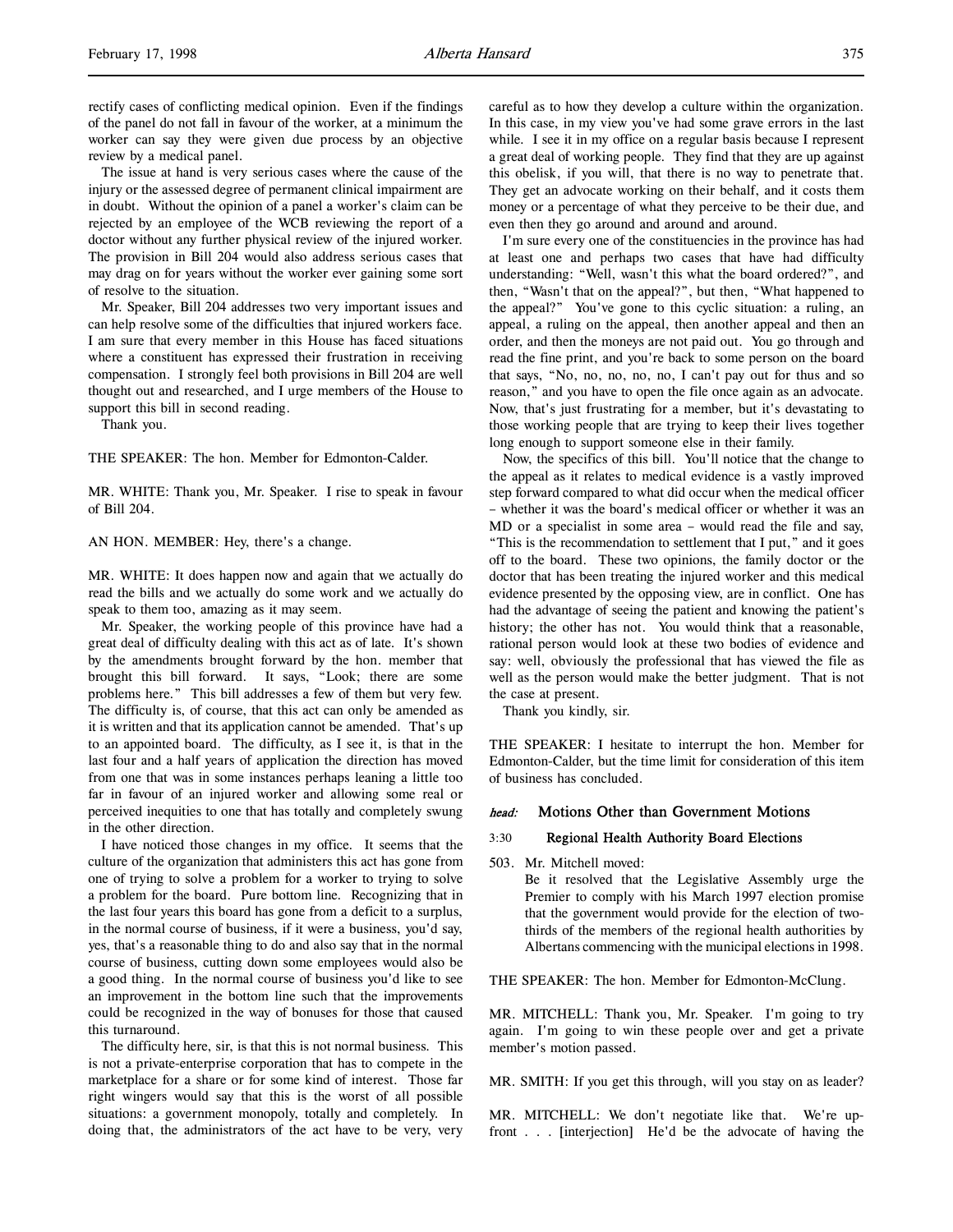rectify cases of conflicting medical opinion. Even if the findings of the panel do not fall in favour of the worker, at a minimum the worker can say they were given due process by an objective review by a medical panel.

The issue at hand is very serious cases where the cause of the injury or the assessed degree of permanent clinical impairment are in doubt. Without the opinion of a panel a worker's claim can be rejected by an employee of the WCB reviewing the report of a doctor without any further physical review of the injured worker. The provision in Bill 204 would also address serious cases that may drag on for years without the worker ever gaining some sort of resolve to the situation.

Mr. Speaker, Bill 204 addresses two very important issues and can help resolve some of the difficulties that injured workers face. I am sure that every member in this House has faced situations where a constituent has expressed their frustration in receiving compensation. I strongly feel both provisions in Bill 204 are well thought out and researched, and I urge members of the House to support this bill in second reading.

Thank you.

THE SPEAKER: The hon. Member for Edmonton-Calder.

MR. WHITE: Thank you, Mr. Speaker. I rise to speak in favour of Bill 204.

AN HON. MEMBER: Hey, there's a change.

MR. WHITE: It does happen now and again that we actually do read the bills and we actually do some work and we actually do speak to them too, amazing as it may seem.

Mr. Speaker, the working people of this province have had a great deal of difficulty dealing with this act as of late. It's shown by the amendments brought forward by the hon. member that brought this bill forward. It says, "Look; there are some problems here." This bill addresses a few of them but very few. The difficulty is, of course, that this act can only be amended as it is written and that its application cannot be amended. That's up to an appointed board. The difficulty, as I see it, is that in the last four and a half years of application the direction has moved from one that was in some instances perhaps leaning a little too far in favour of an injured worker and allowing some real or perceived inequities to one that has totally and completely swung in the other direction.

I have noticed those changes in my office. It seems that the culture of the organization that administers this act has gone from one of trying to solve a problem for a worker to trying to solve a problem for the board. Pure bottom line. Recognizing that in the last four years this board has gone from a deficit to a surplus, in the normal course of business, if it were a business, you'd say, yes, that's a reasonable thing to do and also say that in the normal course of business, cutting down some employees would also be a good thing. In the normal course of business you'd like to see an improvement in the bottom line such that the improvements could be recognized in the way of bonuses for those that caused this turnaround.

The difficulty here, sir, is that this is not normal business. This is not a private-enterprise corporation that has to compete in the marketplace for a share or for some kind of interest. Those far right wingers would say that this is the worst of all possible situations: a government monopoly, totally and completely. In doing that, the administrators of the act have to be very, very careful as to how they develop a culture within the organization. In this case, in my view you've had some grave errors in the last while. I see it in my office on a regular basis because I represent a great deal of working people. They find that they are up against this obelisk, if you will, that there is no way to penetrate that. They get an advocate working on their behalf, and it costs them money or a percentage of what they perceive to be their due, and even then they go around and around and around.

I'm sure every one of the constituencies in the province has had at least one and perhaps two cases that have had difficulty understanding: "Well, wasn't this what the board ordered?", and then, "Wasn't that on the appeal?", but then, "What happened to the appeal?" You've gone to this cyclic situation: a ruling, an appeal, a ruling on the appeal, then another appeal and then an order, and then the moneys are not paid out. You go through and read the fine print, and you're back to some person on the board that says, "No, no, no, no, no, I can't pay out for thus and so reason," and you have to open the file once again as an advocate. Now, that's just frustrating for a member, but it's devastating to those working people that are trying to keep their lives together long enough to support someone else in their family.

Now, the specifics of this bill. You'll notice that the change to the appeal as it relates to medical evidence is a vastly improved step forward compared to what did occur when the medical officer – whether it was the board's medical officer or whether it was an MD or a specialist in some area – would read the file and say, "This is the recommendation to settlement that I put," and it goes off to the board. These two opinions, the family doctor or the doctor that has been treating the injured worker and this medical evidence presented by the opposing view, are in conflict. One has had the advantage of seeing the patient and knowing the patient's history; the other has not. You would think that a reasonable, rational person would look at these two bodies of evidence and say: well, obviously the professional that has viewed the file as well as the person would make the better judgment. That is not the case at present.

Thank you kindly, sir.

THE SPEAKER: I hesitate to interrupt the hon. Member for Edmonton-Calder, but the time limit for consideration of this item of business has concluded.

## *head:* Motions Other than Government Motions

### 3:30 Regional Health Authority Board Elections

503\. Mr. Mitchell moved:

> Be it resolved that the Legislative Assembly urge the Premier to comply with his March 1997 election promise that the government would provide for the election of two-thirds of the members of the regional health authorities by Albertans commencing with the municipal elections in 1998.

THE SPEAKER: The hon. Member for Edmonton-McClung.

MR. MITCHELL: Thank you, Mr. Speaker. I'm going to try again. I'm going to win these people over and get a private member's motion passed.

MR. SMITH: If you get this through, will you stay on as leader?

MR. MITCHELL: We don't negotiate like that. We're up-front . . . [interjection] He'd be the advocate of having the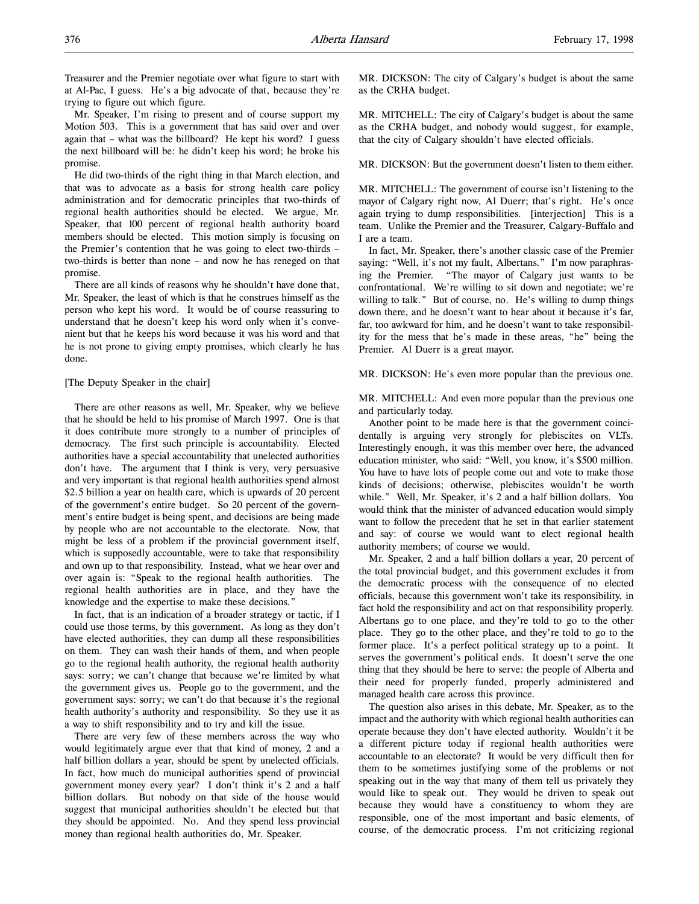Treasurer and the Premier negotiate over what figure to start with at Al-Pac, I guess. He's a big advocate of that, because they're trying to figure out which figure.

Mr. Speaker, I'm rising to present and of course support my Motion 503. This is a government that has said over and over again that – what was the billboard? He kept his word? I guess the next billboard will be: he didn't keep his word; he broke his promise.

He did two-thirds of the right thing in that March election, and that was to advocate as a basis for strong health care policy administration and for democratic principles that two-thirds of regional health authorities should be elected. We argue, Mr. Speaker, that 100 percent of regional health authority board members should be elected. This motion simply is focusing on the Premier's contention that he was going to elect two-thirds – two-thirds is better than none – and now he has reneged on that promise.

There are all kinds of reasons why he shouldn't have done that, Mr. Speaker, the least of which is that he construes himself as the person who kept his word. It would be of course reassuring to understand that he doesn't keep his word only when it's convenient but that he keeps his word because it was his word and that he is not prone to giving empty promises, which clearly he has done.

[The Deputy Speaker in the chair]

There are other reasons as well, Mr. Speaker, why we believe that he should be held to his promise of March 1997. One is that it does contribute more strongly to a number of principles of democracy. The first such principle is accountability. Elected authorities have a special accountability that unelected authorities don't have. The argument that I think is very, very persuasive and very important is that regional health authorities spend almost $2.5 billion a year on health care, which is upwards of 20 percent of the government's entire budget. So 20 percent of the government's entire budget is being spent, and decisions are being made by people who are not accountable to the electorate. Now, that might be less of a problem if the provincial government itself, which is supposedly accountable, were to take that responsibility and own up to that responsibility. Instead, what we hear over and over again is: "Speak to the regional health authorities. The regional health authorities are in place, and they have the knowledge and the expertise to make these decisions."

In fact, that is an indication of a broader strategy or tactic, if I could use those terms, by this government. As long as they don't have elected authorities, they can dump all these responsibilities on them. They can wash their hands of them, and when people go to the regional health authority, the regional health authority says: sorry; we can't change that because we're limited by what the government gives us. People go to the government, and the government says: sorry; we can't do that because it's the regional health authority's authority and responsibility. So they use it as a way to shift responsibility and to try and kill the issue.

There are very few of these members across the way who would legitimately argue ever that that kind of money, 2 and a half billion dollars a year, should be spent by unelected officials. In fact, how much do municipal authorities spend of provincial government money every year? I don't think it's 2 and a half billion dollars. But nobody on that side of the house would suggest that municipal authorities shouldn't be elected but that they should be appointed. No. And they spend less provincial money than regional health authorities do, Mr. Speaker.

MR. DICKSON: The city of Calgary's budget is about the same as the CRHA budget.

MR. MITCHELL: The city of Calgary's budget is about the same as the CRHA budget, and nobody would suggest, for example, that the city of Calgary shouldn't have elected officials.

MR. DICKSON: But the government doesn't listen to them either.

MR. MITCHELL: The government of course isn't listening to the mayor of Calgary right now, Al Duerr; that's right. He's once again trying to dump responsibilities. [interjection] This is a team. Unlike the Premier and the Treasurer, Calgary-Buffalo and I are a team.

In fact, Mr. Speaker, there's another classic case of the Premier saying: "Well, it's not my fault, Albertans." I'm now paraphrasing the Premier. "The mayor of Calgary just wants to be confrontational. We're willing to sit down and negotiate; we're willing to talk." But of course, no. He's willing to dump things down there, and he doesn't want to hear about it because it's far, far, too awkward for him, and he doesn't want to take responsibility for the mess that he's made in these areas, "he" being the Premier. Al Duerr is a great mayor.

MR. DICKSON: He's even more popular than the previous one.

MR. MITCHELL: And even more popular than the previous one and particularly today.

Another point to be made here is that the government coincidentally is arguing very strongly for plebiscites on VLTs. Interestingly enough, it was this member over here, the advanced education minister, who said: "Well, you know, it's $500 million. You have to have lots of people come out and vote to make those kinds of decisions; otherwise, plebiscites wouldn't be worth while." Well, Mr. Speaker, it's 2 and a half billion dollars. You would think that the minister of advanced education would simply want to follow the precedent that he set in that earlier statement and say: of course we would want to elect regional health authority members; of course we would.

Mr. Speaker, 2 and a half billion dollars a year, 20 percent of the total provincial budget, and this government excludes it from the democratic process with the consequence of no elected officials, because this government won't take its responsibility, in fact hold the responsibility and act on that responsibility properly. Albertans go to one place, and they're told to go to the other place. They go to the other place, and they're told to go to the former place. It's a perfect political strategy up to a point. It serves the government's political ends. It doesn't serve the one thing that they should be here to serve: the people of Alberta and their need for properly funded, properly administered and managed health care across this province.

The question also arises in this debate, Mr. Speaker, as to the impact and the authority with which regional health authorities can operate because they don't have elected authority. Wouldn't it be a different picture today if regional health authorities were accountable to an electorate? It would be very difficult then for them to be sometimes justifying some of the problems or not speaking out in the way that many of them tell us privately they would like to speak out. They would be driven to speak out because they would have a constituency to whom they are responsible, one of the most important and basic elements, of course, of the democratic process. I'm not criticizing regional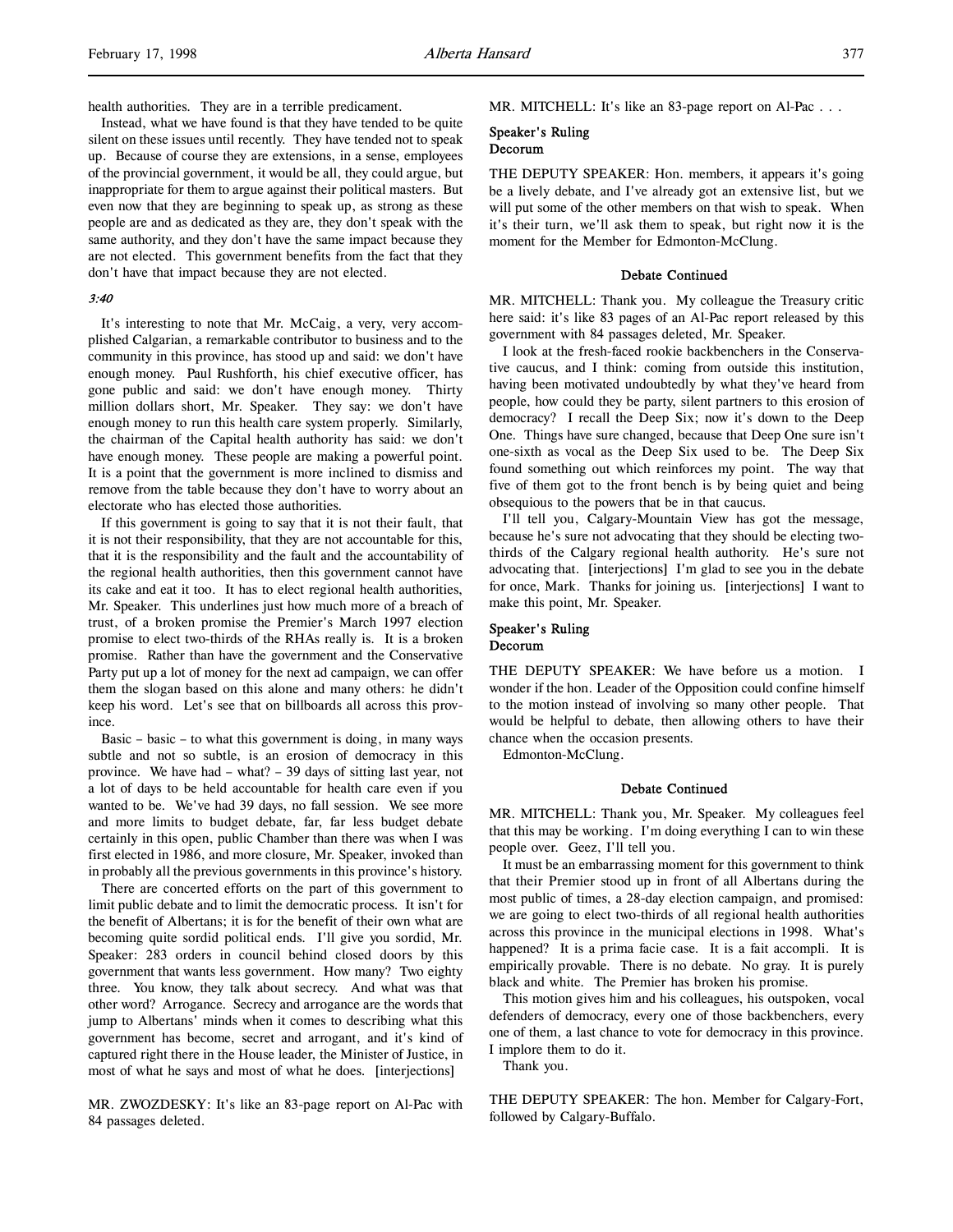health authorities. They are in a terrible predicament.

Instead, what we have found is that they have tended to be quite silent on these issues until recently. They have tended not to speak up. Because of course they are extensions, in a sense, employees of the provincial government, it would be all, they could argue, but inappropriate for them to argue against their political masters. But even now that they are beginning to speak up, as strong as these people are and as dedicated as they are, they don't speak with the same authority, and they don't have the same impact because they are not elected. This government benefits from the fact that they don't have that impact because they are not elected.

*3:40*

It's interesting to note that Mr. McCaig, a very, very accomplished Calgarian, a remarkable contributor to business and to the community in this province, has stood up and said: we don't have enough money. Paul Rushforth, his chief executive officer, has gone public and said: we don't have enough money. Thirty million dollars short, Mr. Speaker. They say: we don't have enough money to run this health care system properly. Similarly, the chairman of the Capital health authority has said: we don't have enough money. These people are making a powerful point. It is a point that the government is more inclined to dismiss and remove from the table because they don't have to worry about an electorate who has elected those authorities.

If this government is going to say that it is not their fault, that it is not their responsibility, that they are not accountable for this, that it is the responsibility and the fault and the accountability of the regional health authorities, then this government cannot have its cake and eat it too. It has to elect regional health authorities, Mr. Speaker. This underlines just how much more of a breach of trust, of a broken promise the Premier's March 1997 election promise to elect two-thirds of the RHAs really is. It is a broken promise. Rather than have the government and the Conservative Party put up a lot of money for the next ad campaign, we can offer them the slogan based on this alone and many others: he didn't keep his word. Let's see that on billboards all across this province.

Basic – basic – to what this government is doing, in many ways subtle and not so subtle, is an erosion of democracy in this province. We have had – what? – 39 days of sitting last year, not a lot of days to be held accountable for health care even if you wanted to be. We've had 39 days, no fall session. We see more and more limits to budget debate, far, far less budget debate certainly in this open, public Chamber than there was when I was first elected in 1986, and more closure, Mr. Speaker, invoked than in probably all the previous governments in this province's history.

There are concerted efforts on the part of this government to limit public debate and to limit the democratic process. It isn't for the benefit of Albertans; it is for the benefit of their own what are becoming quite sordid political ends. I'll give you sordid, Mr. Speaker: 283 orders in council behind closed doors by this government that wants less government. How many? Two eighty three. You know, they talk about secrecy. And what was that other word? Arrogance. Secrecy and arrogance are the words that jump to Albertans' minds when it comes to describing what this government has become, secret and arrogant, and it's kind of captured right there in the House leader, the Minister of Justice, in most of what he says and most of what he does. [interjections]

MR. ZWOZDESKY: It's like an 83-page report on Al-Pac with 84 passages deleted.

MR. MITCHELL: It's like an 83-page report on Al-Pac . . .

**Speaker's Ruling**
**Decorum**

THE DEPUTY SPEAKER: Hon. members, it appears it's going be a lively debate, and I've already got an extensive list, but we will put some of the other members on that wish to speak. When it's their turn, we'll ask them to speak, but right now it is the moment for the Member for Edmonton-McClung.

**Debate Continued**

MR. MITCHELL: Thank you. My colleague the Treasury critic here said: it's like 83 pages of an Al-Pac report released by this government with 84 passages deleted, Mr. Speaker.

I look at the fresh-faced rookie backbenchers in the Conservative caucus, and I think: coming from outside this institution, having been motivated undoubtedly by what they've heard from people, how could they be party, silent partners to this erosion of democracy? I recall the Deep Six; now it's down to the Deep One. Things have sure changed, because that Deep One sure isn't one-sixth as vocal as the Deep Six used to be. The Deep Six found something out which reinforces my point. The way that five of them got to the front bench is by being quiet and being obsequious to the powers that be in that caucus.

I'll tell you, Calgary-Mountain View has got the message, because he's sure not advocating that they should be electing two-thirds of the Calgary regional health authority. He's sure not advocating that. [interjections] I'm glad to see you in the debate for once, Mark. Thanks for joining us. [interjections] I want to make this point, Mr. Speaker.

**Speaker's Ruling**
**Decorum**

THE DEPUTY SPEAKER: We have before us a motion. I wonder if the hon. Leader of the Opposition could confine himself to the motion instead of involving so many other people. That would be helpful to debate, then allowing others to have their chance when the occasion presents.

Edmonton-McClung.

**Debate Continued**

MR. MITCHELL: Thank you, Mr. Speaker. My colleagues feel that this may be working. I'm doing everything I can to win these people over. Geez, I'll tell you.

It must be an embarrassing moment for this government to think that their Premier stood up in front of all Albertans during the most public of times, a 28-day election campaign, and promised: we are going to elect two-thirds of all regional health authorities across this province in the municipal elections in 1998. What's happened? It is a prima facie case. It is a fait accompli. It is empirically provable. There is no debate. No gray. It is purely black and white. The Premier has broken his promise.

This motion gives him and his colleagues, his outspoken, vocal defenders of democracy, every one of those backbenchers, every one of them, a last chance to vote for democracy in this province. I implore them to do it.

Thank you.

THE DEPUTY SPEAKER: The hon. Member for Calgary-Fort, followed by Calgary-Buffalo.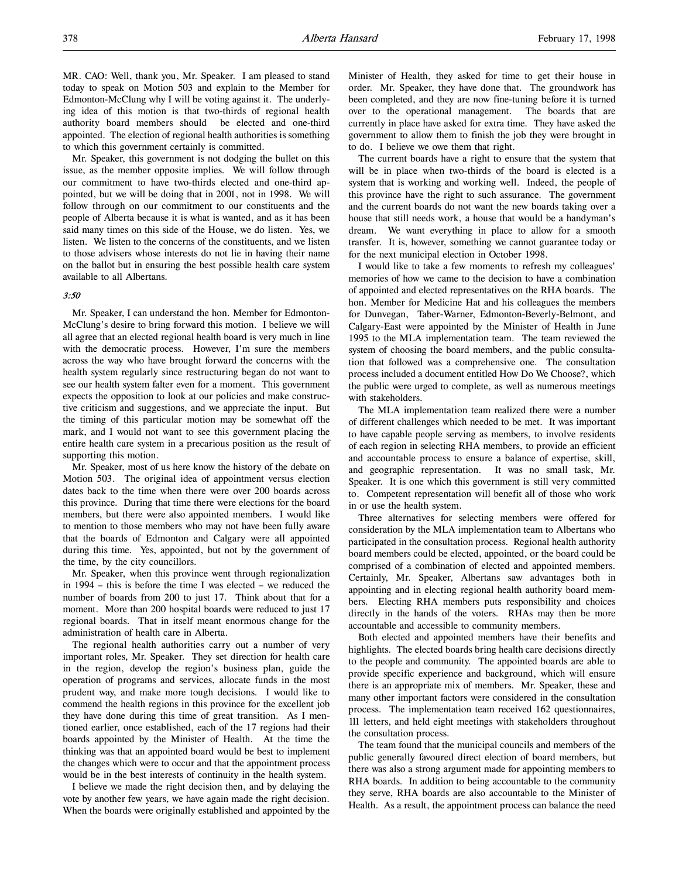MR. CAO: Well, thank you, Mr. Speaker. I am pleased to stand today to speak on Motion 503 and explain to the Member for Edmonton-McClung why I will be voting against it. The underlying idea of this motion is that two-thirds of regional health authority board members should be elected and one-third appointed. The election of regional health authorities is something to which this government certainly is committed.

Mr. Speaker, this government is not dodging the bullet on this issue, as the member opposite implies. We will follow through our commitment to have two-thirds elected and one-third appointed, but we will be doing that in 2001, not in 1998. We will follow through on our commitment to our constituents and the people of Alberta because it is what is wanted, and as it has been said many times on this side of the House, we do listen. Yes, we listen. We listen to the concerns of the constituents, and we listen to those advisers whose interests do not lie in having their name on the ballot but in ensuring the best possible health care system available to all Albertans.

*3:50*

Mr. Speaker, I can understand the hon. Member for Edmonton-McClung's desire to bring forward this motion. I believe we will all agree that an elected regional health board is very much in line with the democratic process. However, I'm sure the members across the way who have brought forward the concerns with the health system regularly since restructuring began do not want to see our health system falter even for a moment. This government expects the opposition to look at our policies and make constructive criticism and suggestions, and we appreciate the input. But the timing of this particular motion may be somewhat off the mark, and I would not want to see this government placing the entire health care system in a precarious position as the result of supporting this motion.

Mr. Speaker, most of us here know the history of the debate on Motion 503. The original idea of appointment versus election dates back to the time when there were over 200 boards across this province. During that time there were elections for the board members, but there were also appointed members. I would like to mention to those members who may not have been fully aware that the boards of Edmonton and Calgary were all appointed during this time. Yes, appointed, but not by the government of the time, by the city councillors.

Mr. Speaker, when this province went through regionalization in 1994 – this is before the time I was elected – we reduced the number of boards from 200 to just 17. Think about that for a moment. More than 200 hospital boards were reduced to just 17 regional boards. That in itself meant enormous change for the administration of health care in Alberta.

The regional health authorities carry out a number of very important roles, Mr. Speaker. They set direction for health care in the region, develop the region's business plan, guide the operation of programs and services, allocate funds in the most prudent way, and make more tough decisions. I would like to commend the health regions in this province for the excellent job they have done during this time of great transition. As I mentioned earlier, once established, each of the 17 regions had their boards appointed by the Minister of Health. At the time the thinking was that an appointed board would be best to implement the changes which were to occur and that the appointment process would be in the best interests of continuity in the health system.

I believe we made the right decision then, and by delaying the vote by another few years, we have again made the right decision. When the boards were originally established and appointed by the Minister of Health, they asked for time to get their house in order. Mr. Speaker, they have done that. The groundwork has been completed, and they are now fine-tuning before it is turned over to the operational management. The boards that are currently in place have asked for extra time. They have asked the government to allow them to finish the job they were brought in to do. I believe we owe them that right.

The current boards have a right to ensure that the system that will be in place when two-thirds of the board is elected is a system that is working and working well. Indeed, the people of this province have the right to such assurance. The government and the current boards do not want the new boards taking over a house that still needs work, a house that would be a handyman's dream. We want everything in place to allow for a smooth transfer. It is, however, something we cannot guarantee today or for the next municipal election in October 1998.

I would like to take a few moments to refresh my colleagues' memories of how we came to the decision to have a combination of appointed and elected representatives on the RHA boards. The hon. Member for Medicine Hat and his colleagues the members for Dunvegan, Taber-Warner, Edmonton-Beverly-Belmont, and Calgary-East were appointed by the Minister of Health in June 1995 to the MLA implementation team. The team reviewed the system of choosing the board members, and the public consultation that followed was a comprehensive one. The consultation process included a document entitled How Do We Choose?, which the public were urged to complete, as well as numerous meetings with stakeholders.

The MLA implementation team realized there were a number of different challenges which needed to be met. It was important to have capable people serving as members, to involve residents of each region in selecting RHA members, to provide an efficient and accountable process to ensure a balance of expertise, skill, and geographic representation. It was no small task, Mr. Speaker. It is one which this government is still very committed to. Competent representation will benefit all of those who work in or use the health system.

Three alternatives for selecting members were offered for consideration by the MLA implementation team to Albertans who participated in the consultation process. Regional health authority board members could be elected, appointed, or the board could be comprised of a combination of elected and appointed members. Certainly, Mr. Speaker, Albertans saw advantages both in appointing and in electing regional health authority board members. Electing RHA members puts responsibility and choices directly in the hands of the voters. RHAs may then be more accountable and accessible to community members.

Both elected and appointed members have their benefits and highlights. The elected boards bring health care decisions directly to the people and community. The appointed boards are able to provide specific experience and background, which will ensure there is an appropriate mix of members. Mr. Speaker, these and many other important factors were considered in the consultation process. The implementation team received 162 questionnaires, 111 letters, and held eight meetings with stakeholders throughout the consultation process.

The team found that the municipal councils and members of the public generally favoured direct election of board members, but there was also a strong argument made for appointing members to RHA boards. In addition to being accountable to the community they serve, RHA boards are also accountable to the Minister of Health. As a result, the appointment process can balance the need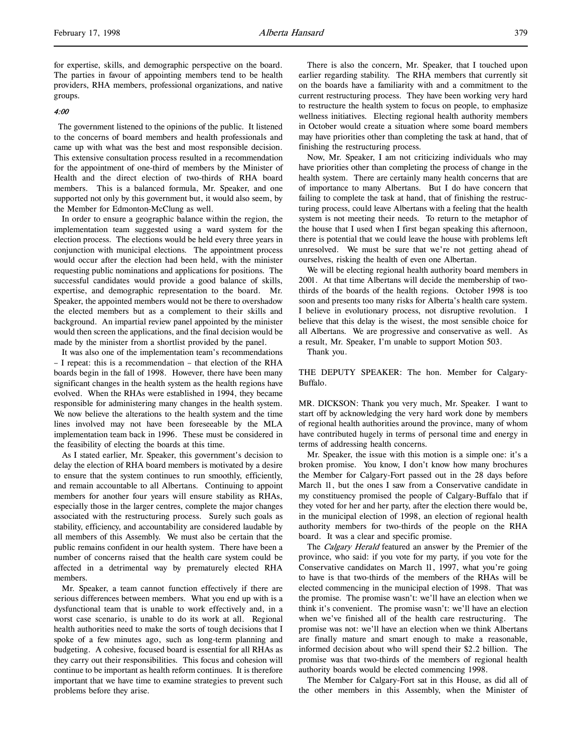for expertise, skills, and demographic perspective on the board. The parties in favour of appointing members tend to be health providers, RHA members, professional organizations, and native groups.

*4:00*

The government listened to the opinions of the public. It listened to the concerns of board members and health professionals and came up with what was the best and most responsible decision. This extensive consultation process resulted in a recommendation for the appointment of one-third of members by the Minister of Health and the direct election of two-thirds of RHA board members. This is a balanced formula, Mr. Speaker, and one supported not only by this government but, it would also seem, by the Member for Edmonton-McClung as well.

In order to ensure a geographic balance within the region, the implementation team suggested using a ward system for the election process. The elections would be held every three years in conjunction with municipal elections. The appointment process would occur after the election had been held, with the minister requesting public nominations and applications for positions. The successful candidates would provide a good balance of skills, expertise, and demographic representation to the board. Mr. Speaker, the appointed members would not be there to overshadow the elected members but as a complement to their skills and background. An impartial review panel appointed by the minister would then screen the applications, and the final decision would be made by the minister from a shortlist provided by the panel.

It was also one of the implementation team's recommendations – I repeat: this is a recommendation – that election of the RHA boards begin in the fall of 1998. However, there have been many significant changes in the health system as the health regions have evolved. When the RHAs were established in 1994, they became responsible for administering many changes in the health system. We now believe the alterations to the health system and the time lines involved may not have been foreseeable by the MLA implementation team back in 1996. These must be considered in the feasibility of electing the boards at this time.

As I stated earlier, Mr. Speaker, this government's decision to delay the election of RHA board members is motivated by a desire to ensure that the system continues to run smoothly, efficiently, and remain accountable to all Albertans. Continuing to appoint members for another four years will ensure stability as RHAs, especially those in the larger centres, complete the major changes associated with the restructuring process. Surely such goals as stability, efficiency, and accountability are considered laudable by all members of this Assembly. We must also be certain that the public remains confident in our health system. There have been a number of concerns raised that the health care system could be affected in a detrimental way by prematurely elected RHA members.

Mr. Speaker, a team cannot function effectively if there are serious differences between members. What you end up with is a dysfunctional team that is unable to work effectively and, in a worst case scenario, is unable to do its work at all. Regional health authorities need to make the sorts of tough decisions that I spoke of a few minutes ago, such as long-term planning and budgeting. A cohesive, focused board is essential for all RHAs as they carry out their responsibilities. This focus and cohesion will continue to be important as health reform continues. It is therefore important that we have time to examine strategies to prevent such problems before they arise.

There is also the concern, Mr. Speaker, that I touched upon earlier regarding stability. The RHA members that currently sit on the boards have a familiarity with and a commitment to the current restructuring process. They have been working very hard to restructure the health system to focus on people, to emphasize wellness initiatives. Electing regional health authority members in October would create a situation where some board members may have priorities other than completing the task at hand, that of finishing the restructuring process.

Now, Mr. Speaker, I am not criticizing individuals who may have priorities other than completing the process of change in the health system. There are certainly many health concerns that are of importance to many Albertans. But I do have concern that failing to complete the task at hand, that of finishing the restructuring process, could leave Albertans with a feeling that the health system is not meeting their needs. To return to the metaphor of the house that I used when I first began speaking this afternoon, there is potential that we could leave the house with problems left unresolved. We must be sure that we're not getting ahead of ourselves, risking the health of even one Albertan.

We will be electing regional health authority board members in 2001. At that time Albertans will decide the membership of two-thirds of the boards of the health regions. October 1998 is too soon and presents too many risks for Alberta's health care system. I believe in evolutionary process, not disruptive revolution. I believe that this delay is the wisest, the most sensible choice for all Albertans. We are progressive and conservative as well. As a result, Mr. Speaker, I'm unable to support Motion 503.

Thank you.

THE DEPUTY SPEAKER: The hon. Member for Calgary-Buffalo.

MR. DICKSON: Thank you very much, Mr. Speaker. I want to start off by acknowledging the very hard work done by members of regional health authorities around the province, many of whom have contributed hugely in terms of personal time and energy in terms of addressing health concerns.

Mr. Speaker, the issue with this motion is a simple one: it's a broken promise. You know, I don't know how many brochures the Member for Calgary-Fort passed out in the 28 days before March 11, but the ones I saw from a Conservative candidate in my constituency promised the people of Calgary-Buffalo that if they voted for her and her party, after the election there would be, in the municipal election of 1998, an election of regional health authority members for two-thirds of the people on the RHA board. It was a clear and specific promise.

The *Calgary Herald* featured an answer by the Premier of the province, who said: if you vote for my party, if you vote for the Conservative candidates on March 11, 1997, what you're going to have is that two-thirds of the members of the RHAs will be elected commencing in the municipal election of 1998. That was the promise. The promise wasn't: we'll have an election when we think it's convenient. The promise wasn't: we'll have an election when we've finished all of the health care restructuring. The promise was not: we'll have an election when we think Albertans are finally mature and smart enough to make a reasonable, informed decision about who will spend their $2.2 billion. The promise was that two-thirds of the members of regional health authority boards would be elected commencing 1998.

The Member for Calgary-Fort sat in this House, as did all of the other members in this Assembly, when the Minister of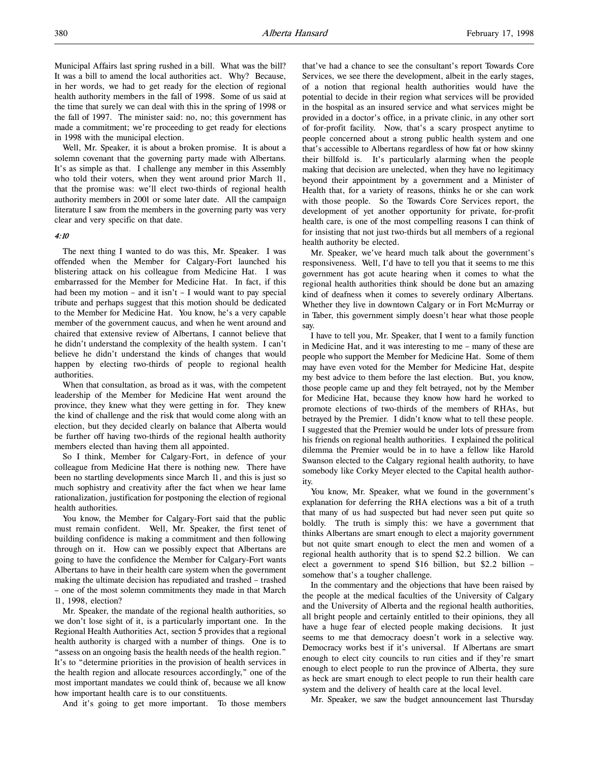Municipal Affairs last spring rushed in a bill. What was the bill? It was a bill to amend the local authorities act. Why? Because, in her words, we had to get ready for the election of regional health authority members in the fall of 1998. Some of us said at the time that surely we can deal with this in the spring of 1998 or the fall of 1997. The minister said: no, no; this government has made a commitment; we're proceeding to get ready for elections in 1998 with the municipal election.

Well, Mr. Speaker, it is about a broken promise. It is about a solemn covenant that the governing party made with Albertans. It's as simple as that. I challenge any member in this Assembly who told their voters, when they went around prior March 11, that the promise was: we'll elect two-thirds of regional health authority members in 2001 or some later date. All the campaign literature I saw from the members in the governing party was very clear and very specific on that date.

*4:10*

The next thing I wanted to do was this, Mr. Speaker. I was offended when the Member for Calgary-Fort launched his blistering attack on his colleague from Medicine Hat. I was embarrassed for the Member for Medicine Hat. In fact, if this had been my motion – and it isn't – I would want to pay special tribute and perhaps suggest that this motion should be dedicated to the Member for Medicine Hat. You know, he's a very capable member of the government caucus, and when he went around and chaired that extensive review of Albertans, I cannot believe that he didn't understand the complexity of the health system. I can't believe he didn't understand the kinds of changes that would happen by electing two-thirds of people to regional health authorities.

When that consultation, as broad as it was, with the competent leadership of the Member for Medicine Hat went around the province, they knew what they were getting in for. They knew the kind of challenge and the risk that would come along with an election, but they decided clearly on balance that Alberta would be further off having two-thirds of the regional health authority members elected than having them all appointed.

So I think, Member for Calgary-Fort, in defence of your colleague from Medicine Hat there is nothing new. There have been no startling developments since March 11, and this is just so much sophistry and creativity after the fact when we hear lame rationalization, justification for postponing the election of regional health authorities.

You know, the Member for Calgary-Fort said that the public must remain confident. Well, Mr. Speaker, the first tenet of building confidence is making a commitment and then following through on it. How can we possibly expect that Albertans are going to have the confidence the Member for Calgary-Fort wants Albertans to have in their health care system when the government making the ultimate decision has repudiated and trashed – trashed – one of the most solemn commitments they made in that March 11, 1998, election?

Mr. Speaker, the mandate of the regional health authorities, so we don't lose sight of it, is a particularly important one. In the Regional Health Authorities Act, section 5 provides that a regional health authority is charged with a number of things. One is to "assess on an ongoing basis the health needs of the health region." It's to "determine priorities in the provision of health services in the health region and allocate resources accordingly," one of the most important mandates we could think of, because we all know how important health care is to our constituents.

And it's going to get more important. To those members that've had a chance to see the consultant's report Towards Core Services, we see there the development, albeit in the early stages, of a notion that regional health authorities would have the potential to decide in their region what services will be provided in the hospital as an insured service and what services might be provided in a doctor's office, in a private clinic, in any other sort of for-profit facility. Now, that's a scary prospect anytime to people concerned about a strong public health system and one that's accessible to Albertans regardless of how fat or how skinny their billfold is. It's particularly alarming when the people making that decision are unelected, when they have no legitimacy beyond their appointment by a government and a Minister of Health that, for a variety of reasons, thinks he or she can work with those people. So the Towards Core Services report, the development of yet another opportunity for private, for-profit health care, is one of the most compelling reasons I can think of for insisting that not just two-thirds but all members of a regional health authority be elected.

Mr. Speaker, we've heard much talk about the government's responsiveness. Well, I'd have to tell you that it seems to me this government has got acute hearing when it comes to what the regional health authorities think should be done but an amazing kind of deafness when it comes to severely ordinary Albertans. Whether they live in downtown Calgary or in Fort McMurray or in Taber, this government simply doesn't hear what those people say.

I have to tell you, Mr. Speaker, that I went to a family function in Medicine Hat, and it was interesting to me – many of these are people who support the Member for Medicine Hat. Some of them may have even voted for the Member for Medicine Hat, despite my best advice to them before the last election. But, you know, those people came up and they felt betrayed, not by the Member for Medicine Hat, because they know how hard he worked to promote elections of two-thirds of the members of RHAs, but betrayed by the Premier. I didn't know what to tell these people. I suggested that the Premier would be under lots of pressure from his friends on regional health authorities. I explained the political dilemma the Premier would be in to have a fellow like Harold Swanson elected to the Calgary regional health authority, to have somebody like Corky Meyer elected to the Capital health authority.

You know, Mr. Speaker, what we found in the government's explanation for deferring the RHA elections was a bit of a truth that many of us had suspected but had never seen put quite so boldly. The truth is simply this: we have a government that thinks Albertans are smart enough to elect a majority government but not quite smart enough to elect the men and women of a regional health authority that is to spend $2.2 billion. We can elect a government to spend $16 billion, but $2.2 billion – somehow that's a tougher challenge.

In the commentary and the objections that have been raised by the people at the medical faculties of the University of Calgary and the University of Alberta and the regional health authorities, all bright people and certainly entitled to their opinions, they all have a huge fear of elected people making decisions. It just seems to me that democracy doesn't work in a selective way. Democracy works best if it's universal. If Albertans are smart enough to elect city councils to run cities and if they're smart enough to elect people to run the province of Alberta, they sure as heck are smart enough to elect people to run their health care system and the delivery of health care at the local level.

Mr. Speaker, we saw the budget announcement last Thursday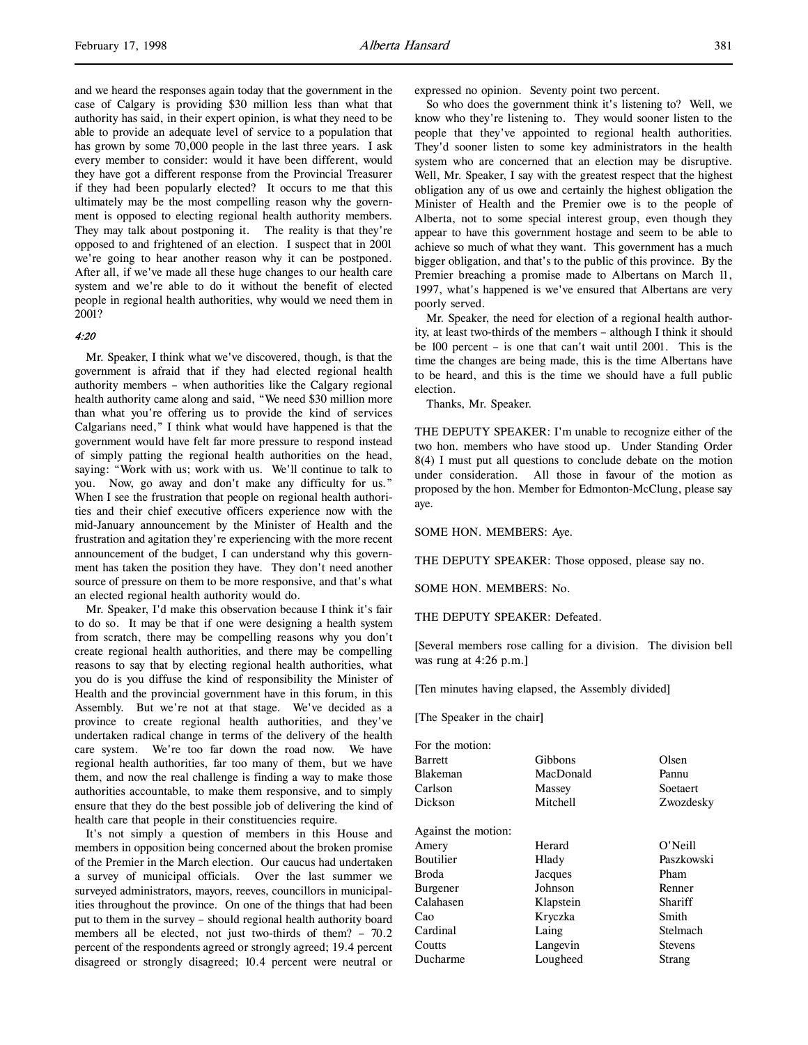and we heard the responses again today that the government in the case of Calgary is providing $30 million less than what that authority has said, in their expert opinion, is what they need to be able to provide an adequate level of service to a population that has grown by some 70,000 people in the last three years. I ask every member to consider: would it have been different, would they have got a different response from the Provincial Treasurer if they had been popularly elected? It occurs to me that this ultimately may be the most compelling reason why the government is opposed to electing regional health authority members. They may talk about postponing it. The reality is that they're opposed to and frightened of an election. I suspect that in 2001 we're going to hear another reason why it can be postponed. After all, if we've made all these huge changes to our health care system and we're able to do it without the benefit of elected people in regional health authorities, why would we need them in 2001?

*4:20*

Mr. Speaker, I think what we've discovered, though, is that the government is afraid that if they had elected regional health authority members – when authorities like the Calgary regional health authority came along and said, "We need $30 million more than what you're offering us to provide the kind of services Calgarians need," I think what would have happened is that the government would have felt far more pressure to respond instead of simply patting the regional health authorities on the head, saying: "Work with us; work with us. We'll continue to talk to you. Now, go away and don't make any difficulty for us." When I see the frustration that people on regional health authorities and their chief executive officers experience now with the mid-January announcement by the Minister of Health and the frustration and agitation they're experiencing with the more recent announcement of the budget, I can understand why this government has taken the position they have. They don't need another source of pressure on them to be more responsive, and that's what an elected regional health authority would do.

Mr. Speaker, I'd make this observation because I think it's fair to do so. It may be that if one were designing a health system from scratch, there may be compelling reasons why you don't create regional health authorities, and there may be compelling reasons to say that by electing regional health authorities, what you do is you diffuse the kind of responsibility the Minister of Health and the provincial government have in this forum, in this Assembly. But we're not at that stage. We've decided as a province to create regional health authorities, and they've undertaken radical change in terms of the delivery of the health care system. We're too far down the road now. We have regional health authorities, far too many of them, but we have them, and now the real challenge is finding a way to make those authorities accountable, to make them responsive, and to simply ensure that they do the best possible job of delivering the kind of health care that people in their constituencies require.

It's not simply a question of members in this House and members in opposition being concerned about the broken promise of the Premier in the March election. Our caucus had undertaken a survey of municipal officials. Over the last summer we surveyed administrators, mayors, reeves, councillors in municipalities throughout the province. On one of the things that had been put to them in the survey – should regional health authority board members all be elected, not just two-thirds of them? – 70.2 percent of the respondents agreed or strongly agreed; 19.4 percent disagreed or strongly disagreed; 10.4 percent were neutral or expressed no opinion. Seventy point two percent.

So who does the government think it's listening to? Well, we know who they're listening to. They would sooner listen to the people that they've appointed to regional health authorities. They'd sooner listen to some key administrators in the health system who are concerned that an election may be disruptive. Well, Mr. Speaker, I say with the greatest respect that the highest obligation any of us owe and certainly the highest obligation the Minister of Health and the Premier owe is to the people of Alberta, not to some special interest group, even though they appear to have this government hostage and seem to be able to achieve so much of what they want. This government has a much bigger obligation, and that's to the public of this province. By the Premier breaching a promise made to Albertans on March 11, 1997, what's happened is we've ensured that Albertans are very poorly served.

Mr. Speaker, the need for election of a regional health authority, at least two-thirds of the members – although I think it should be 100 percent – is one that can't wait until 2001. This is the time the changes are being made, this is the time Albertans have to be heard, and this is the time we should have a full public election.

Thanks, Mr. Speaker.

THE DEPUTY SPEAKER: I'm unable to recognize either of the two hon. members who have stood up. Under Standing Order 8(4) I must put all questions to conclude debate on the motion under consideration. All those in favour of the motion as proposed by the hon. Member for Edmonton-McClung, please say aye.

SOME HON. MEMBERS: Aye.

THE DEPUTY SPEAKER: Those opposed, please say no.

SOME HON. MEMBERS: No.

THE DEPUTY SPEAKER: Defeated.

[Several members rose calling for a division. The division bell was rung at 4:26 p.m.]

[Ten minutes having elapsed, the Assembly divided]

[The Speaker in the chair]

For the motion:

| | | |
|---|---|---|
| Barrett | Gibbons | Olsen |
| Blakeman | MacDonald | Pannu |
| Carlson | Massey | Soetaert |
| Dickson | Mitchell | Zwozdesky |

Against the motion:

| | | |
|---|---|---|
| Amery | Herard | O'Neill |
| Boutilier | Hlady | Paszkowski |
| Broda | Jacques | Pham |
| Burgener | Johnson | Renner |
| Calahasen | Klapstein | Shariff |
| Cao | Kryczka | Smith |
| Cardinal | Laing | Stelmach |
| Coutts | Langevin | Stevens |
| Ducharme | Lougheed | Strang |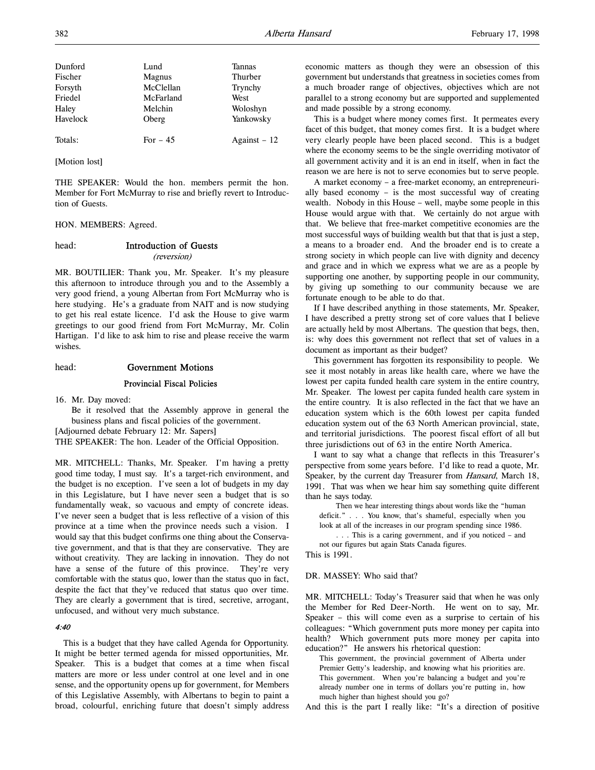| | | |
|---|---|---|
| Dunford | Lund | Tannas |
| Fischer | Magnus | Thurber |
| Forsyth | McClellan | Trynchy |
| Friedel | McFarland | West |
| Haley | Melchin | Woloshyn |
| Havelock | Oberg | Yankowsky |
| Totals: | For – 45 | Against – 12 |

[Motion lost]

THE SPEAKER: Would the hon. members permit the hon. Member for Fort McMurray to rise and briefly revert to Introduction of Guests.

HON. MEMBERS: Agreed.

head: **Introduction of Guests**
*(reversion)*

MR. BOUTILIER: Thank you, Mr. Speaker. It's my pleasure this afternoon to introduce through you and to the Assembly a very good friend, a young Albertan from Fort McMurray who is here studying. He's a graduate from NAIT and is now studying to get his real estate licence. I'd ask the House to give warm greetings to our good friend from Fort McMurray, Mr. Colin Hartigan. I'd like to ask him to rise and please receive the warm wishes.

head: **Government Motions**

**Provincial Fiscal Policies**

16. Mr. Day moved:

Be it resolved that the Assembly approve in general the business plans and fiscal policies of the government.

[Adjourned debate February 12: Mr. Sapers]

THE SPEAKER: The hon. Leader of the Official Opposition.

MR. MITCHELL: Thanks, Mr. Speaker. I'm having a pretty good time today, I must say. It's a target-rich environment, and the budget is no exception. I've seen a lot of budgets in my day in this Legislature, but I have never seen a budget that is so fundamentally weak, so vacuous and empty of concrete ideas. I've never seen a budget that is less reflective of a vision of this province at a time when the province needs such a vision. I would say that this budget confirms one thing about the Conservative government, and that is that they are conservative. They are without creativity. They are lacking in innovation. They do not have a sense of the future of this province. They're very comfortable with the status quo, lower than the status quo in fact, despite the fact that they've reduced that status quo over time. They are clearly a government that is tired, secretive, arrogant, unfocused, and without very much substance.

*4:40*

This is a budget that they have called Agenda for Opportunity. It might be better termed agenda for missed opportunities, Mr. Speaker. This is a budget that comes at a time when fiscal matters are more or less under control at one level and in one sense, and the opportunity opens up for government, for Members of this Legislative Assembly, with Albertans to begin to paint a broad, colourful, enriching future that doesn't simply address economic matters as though they were an obsession of this government but understands that greatness in societies comes from a much broader range of objectives, objectives which are not parallel to a strong economy but are supported and supplemented and made possible by a strong economy.

This is a budget where money comes first. It permeates every facet of this budget, that money comes first. It is a budget where very clearly people have been placed second. This is a budget where the economy seems to be the single overriding motivator of all government activity and it is an end in itself, when in fact the reason we are here is not to serve economies but to serve people.

A market economy – a free-market economy, an entrepreneurially based economy – is the most successful way of creating wealth. Nobody in this House – well, maybe some people in this House would argue with that. We certainly do not argue with that. We believe that free-market competitive economies are the most successful ways of building wealth but that that is just a step, a means to a broader end. And the broader end is to create a strong society in which people can live with dignity and decency and grace and in which we express what we are as a people by supporting one another, by supporting people in our community, by giving up something to our community because we are fortunate enough to be able to do that.

If I have described anything in those statements, Mr. Speaker, I have described a pretty strong set of core values that I believe are actually held by most Albertans. The question that begs, then, is: why does this government not reflect that set of values in a document as important as their budget?

This government has forgotten its responsibility to people. We see it most notably in areas like health care, where we have the lowest per capita funded health care system in the entire country, Mr. Speaker. The lowest per capita funded health care system in the entire country. It is also reflected in the fact that we have an education system which is the 60th lowest per capita funded education system out of the 63 North American provincial, state, and territorial jurisdictions. The poorest fiscal effort of all but three jurisdictions out of 63 in the entire North America.

I want to say what a change that reflects in this Treasurer's perspective from some years before. I'd like to read a quote, Mr. Speaker, by the current day Treasurer from *Hansard*, March 18, 1991. That was when we hear him say something quite different than he says today.

> Then we hear interesting things about words like the "human deficit." . . . You know, that's shameful, especially when you look at all of the increases in our program spending since 1986.
>
> . . . This is a caring government, and if you noticed – and not our figures but again Stats Canada figures.

This is 1991.

DR. MASSEY: Who said that?

MR. MITCHELL: Today's Treasurer said that when he was only the Member for Red Deer-North. He went on to say, Mr. Speaker – this will come even as a surprise to certain of his colleagues: "Which government puts more money per capita into health? Which government puts more money per capita into education?" He answers his rhetorical question:

> This government, the provincial government of Alberta under Premier Getty's leadership, and knowing what his priorities are. This government. When you're balancing a budget and you're already number one in terms of dollars you're putting in, how much higher than highest should you go?

And this is the part I really like: "It's a direction of positive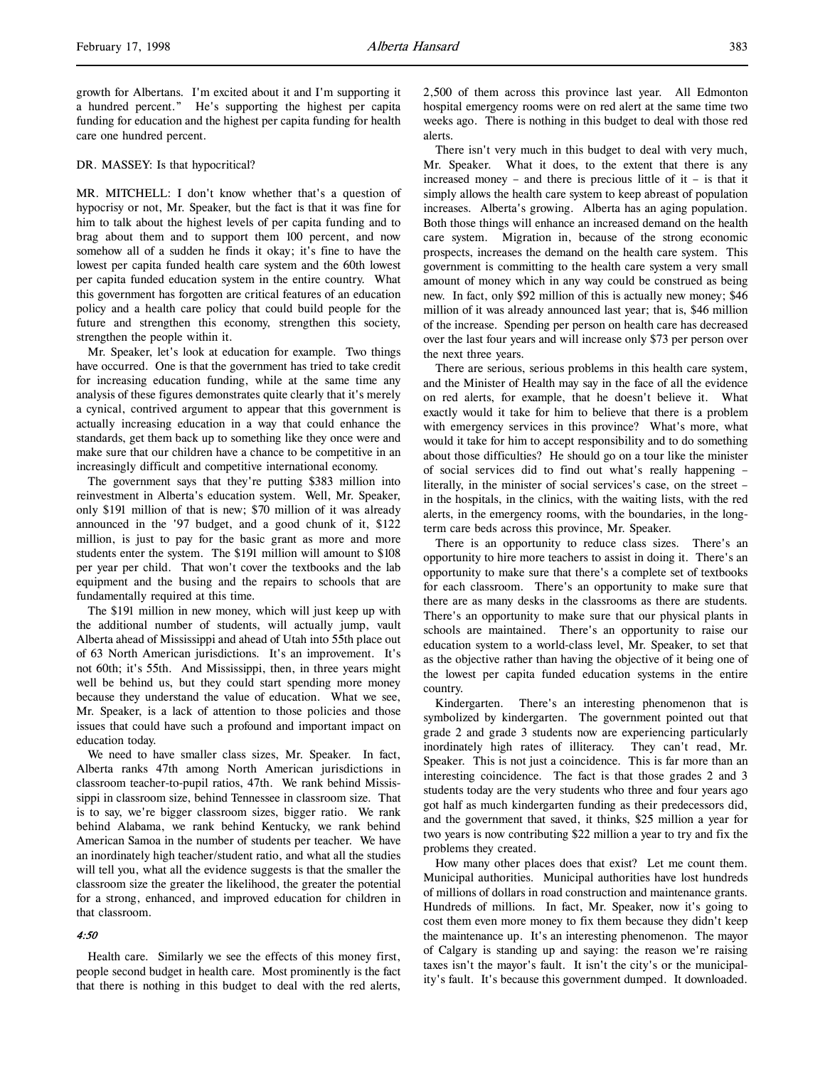growth for Albertans. I'm excited about it and I'm supporting it a hundred percent." He's supporting the highest per capita funding for education and the highest per capita funding for health care one hundred percent.

DR. MASSEY: Is that hypocritical?

MR. MITCHELL: I don't know whether that's a question of hypocrisy or not, Mr. Speaker, but the fact is that it was fine for him to talk about the highest levels of per capita funding and to brag about them and to support them 100 percent, and now somehow all of a sudden he finds it okay; it's fine to have the lowest per capita funded health care system and the 60th lowest per capita funded education system in the entire country. What this government has forgotten are critical features of an education policy and a health care policy that could build people for the future and strengthen this economy, strengthen this society, strengthen the people within it.

Mr. Speaker, let's look at education for example. Two things have occurred. One is that the government has tried to take credit for increasing education funding, while at the same time any analysis of these figures demonstrates quite clearly that it's merely a cynical, contrived argument to appear that this government is actually increasing education in a way that could enhance the standards, get them back up to something like they once were and make sure that our children have a chance to be competitive in an increasingly difficult and competitive international economy.

The government says that they're putting $383 million into reinvestment in Alberta's education system. Well, Mr. Speaker, only $191 million of that is new; $70 million of it was already announced in the '97 budget, and a good chunk of it, $122 million, is just to pay for the basic grant as more and more students enter the system. The $191 million will amount to $108 per year per child. That won't cover the textbooks and the lab equipment and the busing and the repairs to schools that are fundamentally required at this time.

The $191 million in new money, which will just keep up with the additional number of students, will actually jump, vault Alberta ahead of Mississippi and ahead of Utah into 55th place out of 63 North American jurisdictions. It's an improvement. It's not 60th; it's 55th. And Mississippi, then, in three years might well be behind us, but they could start spending more money because they understand the value of education. What we see, Mr. Speaker, is a lack of attention to those policies and those issues that could have such a profound and important impact on education today.

We need to have smaller class sizes, Mr. Speaker. In fact, Alberta ranks 47th among North American jurisdictions in classroom teacher-to-pupil ratios, 47th. We rank behind Mississippi in classroom size, behind Tennessee in classroom size. That is to say, we're bigger classroom sizes, bigger ratio. We rank behind Alabama, we rank behind Kentucky, we rank behind American Samoa in the number of students per teacher. We have an inordinately high teacher/student ratio, and what all the studies will tell you, what all the evidence suggests is that the smaller the classroom size the greater the likelihood, the greater the potential for a strong, enhanced, and improved education for children in that classroom.

*4:50*

Health care. Similarly we see the effects of this money first, people second budget in health care. Most prominently is the fact that there is nothing in this budget to deal with the red alerts, 2,500 of them across this province last year. All Edmonton hospital emergency rooms were on red alert at the same time two weeks ago. There is nothing in this budget to deal with those red alerts.

There isn't very much in this budget to deal with very much, Mr. Speaker. What it does, to the extent that there is any increased money – and there is precious little of it – is that it simply allows the health care system to keep abreast of population increases. Alberta's growing. Alberta has an aging population. Both those things will enhance an increased demand on the health care system. Migration in, because of the strong economic prospects, increases the demand on the health care system. This government is committing to the health care system a very small amount of money which in any way could be construed as being new. In fact, only $92 million of this is actually new money; $46 million of it was already announced last year; that is, $46 million of the increase. Spending per person on health care has decreased over the last four years and will increase only $73 per person over the next three years.

There are serious, serious problems in this health care system, and the Minister of Health may say in the face of all the evidence on red alerts, for example, that he doesn't believe it. What exactly would it take for him to believe that there is a problem with emergency services in this province? What's more, what would it take for him to accept responsibility and to do something about those difficulties? He should go on a tour like the minister of social services did to find out what's really happening – literally, in the minister of social services's case, on the street – in the hospitals, in the clinics, with the waiting lists, with the red alerts, in the emergency rooms, with the boundaries, in the long-term care beds across this province, Mr. Speaker.

There is an opportunity to reduce class sizes. There's an opportunity to hire more teachers to assist in doing it. There's an opportunity to make sure that there's a complete set of textbooks for each classroom. There's an opportunity to make sure that there are as many desks in the classrooms as there are students. There's an opportunity to make sure that our physical plants in schools are maintained. There's an opportunity to raise our education system to a world-class level, Mr. Speaker, to set that as the objective rather than having the objective of it being one of the lowest per capita funded education systems in the entire country.

Kindergarten. There's an interesting phenomenon that is symbolized by kindergarten. The government pointed out that grade 2 and grade 3 students now are experiencing particularly inordinately high rates of illiteracy. They can't read, Mr. Speaker. This is not just a coincidence. This is far more than an interesting coincidence. The fact is that those grades 2 and 3 students today are the very students who three and four years ago got half as much kindergarten funding as their predecessors did, and the government that saved, it thinks, $25 million a year for two years is now contributing $22 million a year to try and fix the problems they created.

How many other places does that exist? Let me count them. Municipal authorities. Municipal authorities have lost hundreds of millions of dollars in road construction and maintenance grants. Hundreds of millions. In fact, Mr. Speaker, now it's going to cost them even more money to fix them because they didn't keep the maintenance up. It's an interesting phenomenon. The mayor of Calgary is standing up and saying: the reason we're raising taxes isn't the mayor's fault. It isn't the city's or the municipality's fault. It's because this government dumped. It downloaded.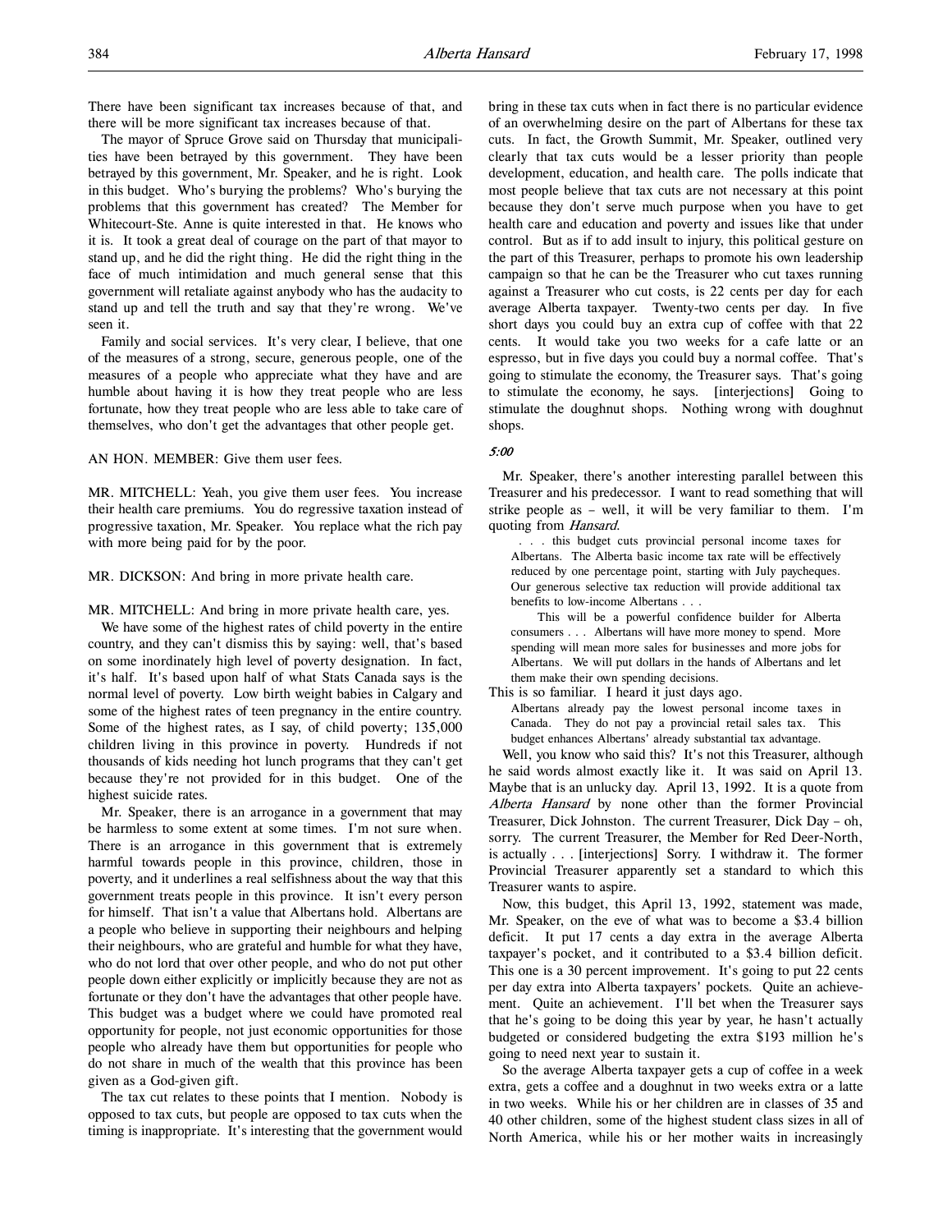There have been significant tax increases because of that, and there will be more significant tax increases because of that.

The mayor of Spruce Grove said on Thursday that municipalities have been betrayed by this government. They have been betrayed by this government, Mr. Speaker, and he is right. Look in this budget. Who's burying the problems? Who's burying the problems that this government has created? The Member for Whitecourt-Ste. Anne is quite interested in that. He knows who it is. It took a great deal of courage on the part of that mayor to stand up, and he did the right thing. He did the right thing in the face of much intimidation and much general sense that this government will retaliate against anybody who has the audacity to stand up and tell the truth and say that they're wrong. We've seen it.

Family and social services. It's very clear, I believe, that one of the measures of a strong, secure, generous people, one of the measures of a people who appreciate what they have and are humble about having it is how they treat people who are less fortunate, how they treat people who are less able to take care of themselves, who don't get the advantages that other people get.

AN HON. MEMBER: Give them user fees.

MR. MITCHELL: Yeah, you give them user fees. You increase their health care premiums. You do regressive taxation instead of progressive taxation, Mr. Speaker. You replace what the rich pay with more being paid for by the poor.

MR. DICKSON: And bring in more private health care.

MR. MITCHELL: And bring in more private health care, yes.

We have some of the highest rates of child poverty in the entire country, and they can't dismiss this by saying: well, that's based on some inordinately high level of poverty designation. In fact, it's half. It's based upon half of what Stats Canada says is the normal level of poverty. Low birth weight babies in Calgary and some of the highest rates of teen pregnancy in the entire country. Some of the highest rates, as I say, of child poverty; 135,000 children living in this province in poverty. Hundreds if not thousands of kids needing hot lunch programs that they can't get because they're not provided for in this budget. One of the highest suicide rates.

Mr. Speaker, there is an arrogance in a government that may be harmless to some extent at some times. I'm not sure when. There is an arrogance in this government that is extremely harmful towards people in this province, children, those in poverty, and it underlines a real selfishness about the way that this government treats people in this province. It isn't every person for himself. That isn't a value that Albertans hold. Albertans are a people who believe in supporting their neighbours and helping their neighbours, who are grateful and humble for what they have, who do not lord that over other people, and who do not put other people down either explicitly or implicitly because they are not as fortunate or they don't have the advantages that other people have. This budget was a budget where we could have promoted real opportunity for people, not just economic opportunities for those people who already have them but opportunities for people who do not share in much of the wealth that this province has been given as a God-given gift.

The tax cut relates to these points that I mention. Nobody is opposed to tax cuts, but people are opposed to tax cuts when the timing is inappropriate. It's interesting that the government would bring in these tax cuts when in fact there is no particular evidence of an overwhelming desire on the part of Albertans for these tax cuts. In fact, the Growth Summit, Mr. Speaker, outlined very clearly that tax cuts would be a lesser priority than people development, education, and health care. The polls indicate that most people believe that tax cuts are not necessary at this point because they don't serve much purpose when you have to get health care and education and poverty and issues like that under control. But as if to add insult to injury, this political gesture on the part of this Treasurer, perhaps to promote his own leadership campaign so that he can be the Treasurer who cut taxes running against a Treasurer who cut costs, is 22 cents per day for each average Alberta taxpayer. Twenty-two cents per day. In five short days you could buy an extra cup of coffee with that 22 cents. It would take you two weeks for a cafe latte or an espresso, but in five days you could buy a normal coffee. That's going to stimulate the economy, the Treasurer says. That's going to stimulate the economy, he says. [interjections] Going to stimulate the doughnut shops. Nothing wrong with doughnut shops.

*5:00*

Mr. Speaker, there's another interesting parallel between this Treasurer and his predecessor. I want to read something that will strike people as – well, it will be very familiar to them. I'm quoting from *Hansard*.

> . . . this budget cuts provincial personal income taxes for Albertans. The Alberta basic income tax rate will be effectively reduced by one percentage point, starting with July paycheques. Our generous selective tax reduction will provide additional tax benefits to low-income Albertans . . .
>
> This will be a powerful confidence builder for Alberta consumers . . . Albertans will have more money to spend. More spending will mean more sales for businesses and more jobs for Albertans. We will put dollars in the hands of Albertans and let them make their own spending decisions.

This is so familiar. I heard it just days ago.

> Albertans already pay the lowest personal income taxes in Canada. They do not pay a provincial retail sales tax. This budget enhances Albertans' already substantial tax advantage.

Well, you know who said this? It's not this Treasurer, although he said words almost exactly like it. It was said on April 13. Maybe that is an unlucky day. April 13, 1992. It is a quote from *Alberta Hansard* by none other than the former Provincial Treasurer, Dick Johnston. The current Treasurer, Dick Day – oh, sorry. The current Treasurer, the Member for Red Deer-North, is actually . . . [interjections] Sorry. I withdraw it. The former Provincial Treasurer apparently set a standard to which this Treasurer wants to aspire.

Now, this budget, this April 13, 1992, statement was made, Mr. Speaker, on the eve of what was to become a $3.4 billion deficit. It put 17 cents a day extra in the average Alberta taxpayer's pocket, and it contributed to a $3.4 billion deficit. This one is a 30 percent improvement. It's going to put 22 cents per day extra into Alberta taxpayers' pockets. Quite an achievement. Quite an achievement. I'll bet when the Treasurer says that he's going to be doing this year by year, he hasn't actually budgeted or considered budgeting the extra $193 million he's going to need next year to sustain it.

So the average Alberta taxpayer gets a cup of coffee in a week extra, gets a coffee and a doughnut in two weeks extra or a latte in two weeks. While his or her children are in classes of 35 and 40 other children, some of the highest student class sizes in all of North America, while his or her mother waits in increasingly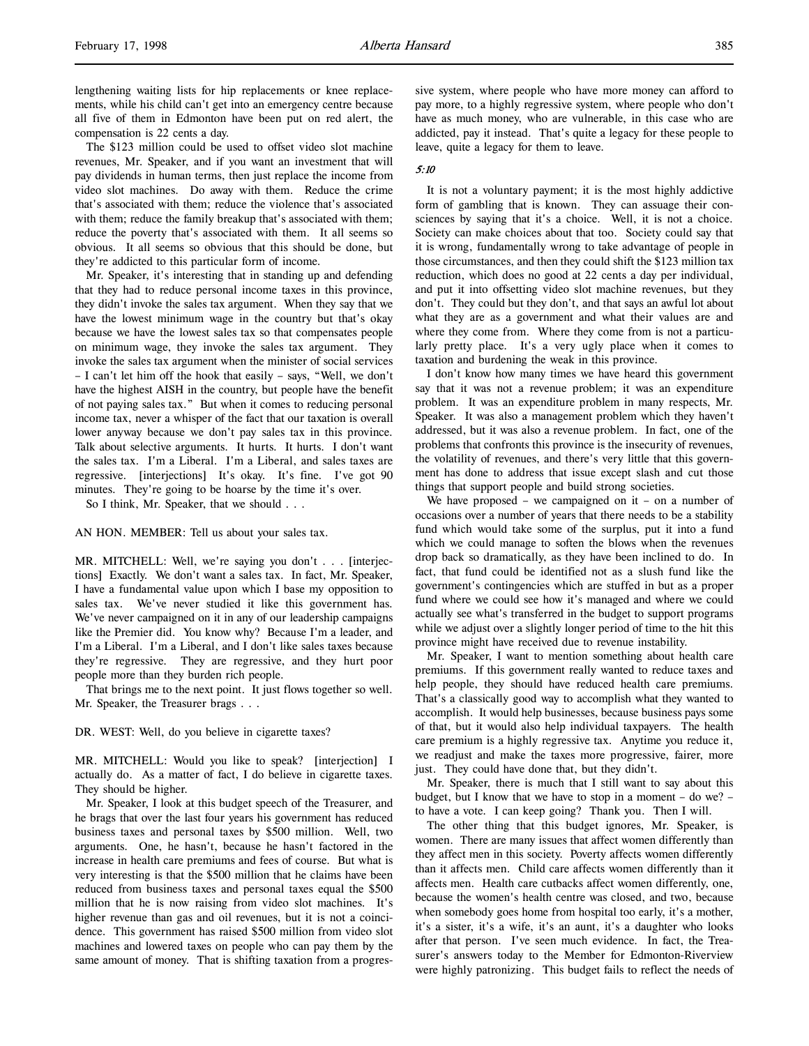lengthening waiting lists for hip replacements or knee replacements, while his child can't get into an emergency centre because all five of them in Edmonton have been put on red alert, the compensation is 22 cents a day.

The $123 million could be used to offset video slot machine revenues, Mr. Speaker, and if you want an investment that will pay dividends in human terms, then just replace the income from video slot machines. Do away with them. Reduce the crime that's associated with them; reduce the violence that's associated with them; reduce the family breakup that's associated with them; reduce the poverty that's associated with them. It all seems so obvious. It all seems so obvious that this should be done, but they're addicted to this particular form of income.

Mr. Speaker, it's interesting that in standing up and defending that they had to reduce personal income taxes in this province, they didn't invoke the sales tax argument. When they say that we have the lowest minimum wage in the country but that's okay because we have the lowest sales tax so that compensates people on minimum wage, they invoke the sales tax argument. They invoke the sales tax argument when the minister of social services – I can't let him off the hook that easily – says, "Well, we don't have the highest AISH in the country, but people have the benefit of not paying sales tax." But when it comes to reducing personal income tax, never a whisper of the fact that our taxation is overall lower anyway because we don't pay sales tax in this province. Talk about selective arguments. It hurts. It hurts. I don't want the sales tax. I'm a Liberal. I'm a Liberal, and sales taxes are regressive. [interjections] It's okay. It's fine. I've got 90 minutes. They're going to be hoarse by the time it's over.

So I think, Mr. Speaker, that we should . . .

AN HON. MEMBER: Tell us about your sales tax.

MR. MITCHELL: Well, we're saying you don't . . . [interjections] Exactly. We don't want a sales tax. In fact, Mr. Speaker, I have a fundamental value upon which I base my opposition to sales tax. We've never studied it like this government has. We've never campaigned on it in any of our leadership campaigns like the Premier did. You know why? Because I'm a leader, and I'm a Liberal. I'm a Liberal, and I don't like sales taxes because they're regressive. They are regressive, and they hurt poor people more than they burden rich people.

That brings me to the next point. It just flows together so well. Mr. Speaker, the Treasurer brags . . .

DR. WEST: Well, do you believe in cigarette taxes?

MR. MITCHELL: Would you like to speak? [interjection] I actually do. As a matter of fact, I do believe in cigarette taxes. They should be higher.

Mr. Speaker, I look at this budget speech of the Treasurer, and he brags that over the last four years his government has reduced business taxes and personal taxes by $500 million. Well, two arguments. One, he hasn't, because he hasn't factored in the increase in health care premiums and fees of course. But what is very interesting is that the $500 million that he claims have been reduced from business taxes and personal taxes equal the $500 million that he is now raising from video slot machines. It's higher revenue than gas and oil revenues, but it is not a coincidence. This government has raised $500 million from video slot machines and lowered taxes on people who can pay them by the same amount of money. That is shifting taxation from a progressive system, where people who have more money can afford to pay more, to a highly regressive system, where people who don't have as much money, who are vulnerable, in this case who are addicted, pay it instead. That's quite a legacy for these people to leave, quite a legacy for them to leave.

*5:10*

It is not a voluntary payment; it is the most highly addictive form of gambling that is known. They can assuage their consciences by saying that it's a choice. Well, it is not a choice. Society can make choices about that too. Society could say that it is wrong, fundamentally wrong to take advantage of people in those circumstances, and then they could shift the $123 million tax reduction, which does no good at 22 cents a day per individual, and put it into offsetting video slot machine revenues, but they don't. They could but they don't, and that says an awful lot about what they are as a government and what their values are and where they come from. Where they come from is not a particularly pretty place. It's a very ugly place when it comes to taxation and burdening the weak in this province.

I don't know how many times we have heard this government say that it was not a revenue problem; it was an expenditure problem. It was an expenditure problem in many respects, Mr. Speaker. It was also a management problem which they haven't addressed, but it was also a revenue problem. In fact, one of the problems that confronts this province is the insecurity of revenues, the volatility of revenues, and there's very little that this government has done to address that issue except slash and cut those things that support people and build strong societies.

We have proposed – we campaigned on it – on a number of occasions over a number of years that there needs to be a stability fund which would take some of the surplus, put it into a fund which we could manage to soften the blows when the revenues drop back so dramatically, as they have been inclined to do. In fact, that fund could be identified not as a slush fund like the government's contingencies which are stuffed in but as a proper fund where we could see how it's managed and where we could actually see what's transferred in the budget to support programs while we adjust over a slightly longer period of time to the hit this province might have received due to revenue instability.

Mr. Speaker, I want to mention something about health care premiums. If this government really wanted to reduce taxes and help people, they should have reduced health care premiums. That's a classically good way to accomplish what they wanted to accomplish. It would help businesses, because business pays some of that, but it would also help individual taxpayers. The health care premium is a highly regressive tax. Anytime you reduce it, we readjust and make the taxes more progressive, fairer, more just. They could have done that, but they didn't.

Mr. Speaker, there is much that I still want to say about this budget, but I know that we have to stop in a moment – do we? – to have a vote. I can keep going? Thank you. Then I will.

The other thing that this budget ignores, Mr. Speaker, is women. There are many issues that affect women differently than they affect men in this society. Poverty affects women differently than it affects men. Child care affects women differently than it affects men. Health care cutbacks affect women differently, one, because the women's health centre was closed, and two, because when somebody goes home from hospital too early, it's a mother, it's a sister, it's a wife, it's an aunt, it's a daughter who looks after that person. I've seen much evidence. In fact, the Treasurer's answers today to the Member for Edmonton-Riverview were highly patronizing. This budget fails to reflect the needs of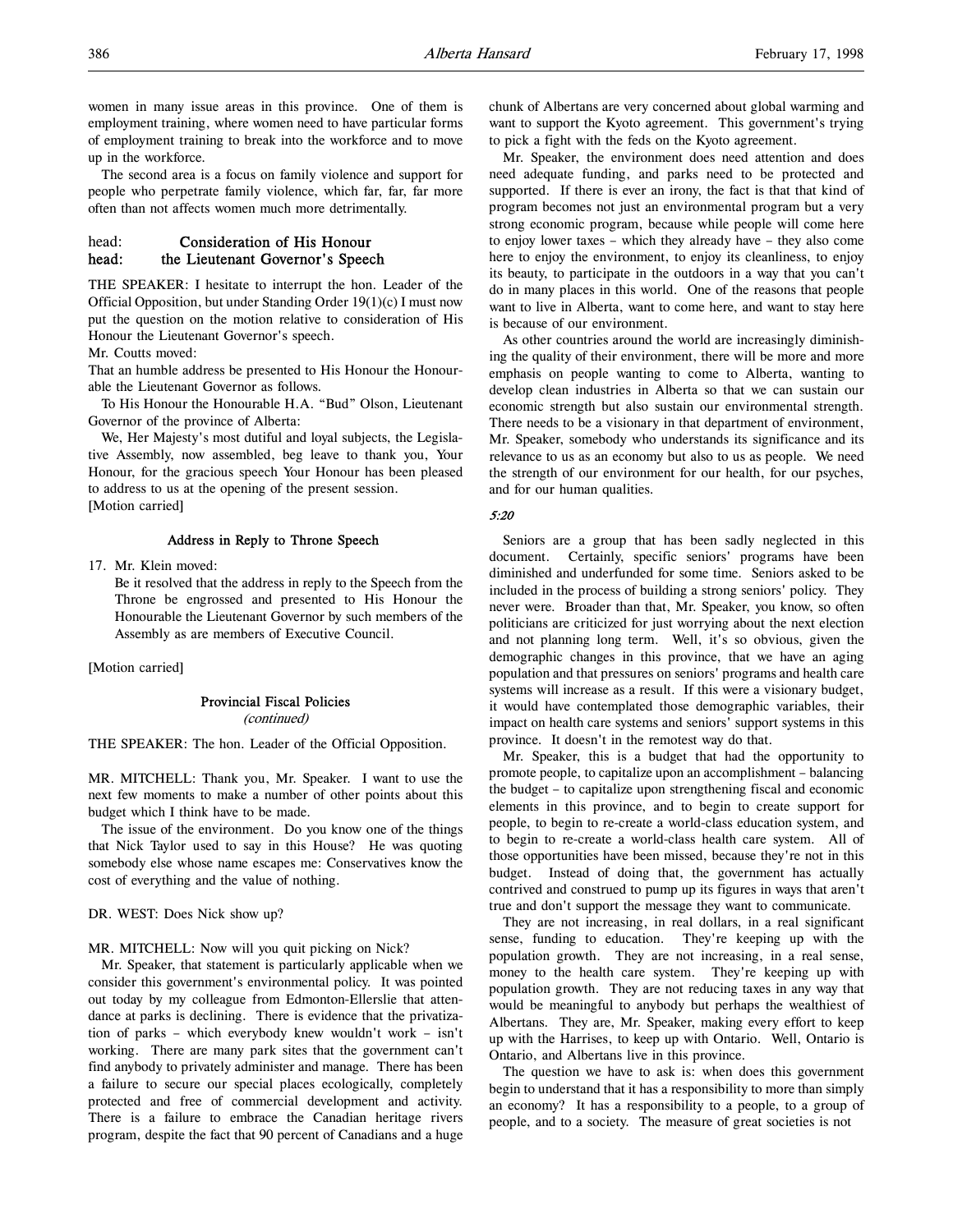women in many issue areas in this province. One of them is employment training, where women need to have particular forms of employment training to break into the workforce and to move up in the workforce.

The second area is a focus on family violence and support for people who perpetrate family violence, which far, far, far more often than not affects women much more detrimentally.

## head: Consideration of His Honour
## head: the Lieutenant Governor's Speech

THE SPEAKER: I hesitate to interrupt the hon. Leader of the Official Opposition, but under Standing Order 19(1)(c) I must now put the question on the motion relative to consideration of His Honour the Lieutenant Governor's speech.

Mr. Coutts moved:

That an humble address be presented to His Honour the Honourable the Lieutenant Governor as follows.

To His Honour the Honourable H.A. "Bud" Olson, Lieutenant Governor of the province of Alberta:

We, Her Majesty's most dutiful and loyal subjects, the Legislative Assembly, now assembled, beg leave to thank you, Your Honour, for the gracious speech Your Honour has been pleased to address to us at the opening of the present session.

[Motion carried]

### Address in Reply to Throne Speech

17\. Mr. Klein moved:

Be it resolved that the address in reply to the Speech from the Throne be engrossed and presented to His Honour the Honourable the Lieutenant Governor by such members of the Assembly as are members of Executive Council.

[Motion carried]

### Provincial Fiscal Policies
*(continued)*

THE SPEAKER: The hon. Leader of the Official Opposition.

MR. MITCHELL: Thank you, Mr. Speaker. I want to use the next few moments to make a number of other points about this budget which I think have to be made.

The issue of the environment. Do you know one of the things that Nick Taylor used to say in this House? He was quoting somebody else whose name escapes me: Conservatives know the cost of everything and the value of nothing.

DR. WEST: Does Nick show up?

MR. MITCHELL: Now will you quit picking on Nick?

Mr. Speaker, that statement is particularly applicable when we consider this government's environmental policy. It was pointed out today by my colleague from Edmonton-Ellerslie that attendance at parks is declining. There is evidence that the privatization of parks – which everybody knew wouldn't work – isn't working. There are many park sites that the government can't find anybody to privately administer and manage. There has been a failure to secure our special places ecologically, completely protected and free of commercial development and activity. There is a failure to embrace the Canadian heritage rivers program, despite the fact that 90 percent of Canadians and a huge chunk of Albertans are very concerned about global warming and want to support the Kyoto agreement. This government's trying to pick a fight with the feds on the Kyoto agreement.

Mr. Speaker, the environment does need attention and does need adequate funding, and parks need to be protected and supported. If there is ever an irony, the fact is that that kind of program becomes not just an environmental program but a very strong economic program, because while people will come here to enjoy lower taxes – which they already have – they also come here to enjoy the environment, to enjoy its cleanliness, to enjoy its beauty, to participate in the outdoors in a way that you can't do in many places in this world. One of the reasons that people want to live in Alberta, want to come here, and want to stay here is because of our environment.

As other countries around the world are increasingly diminishing the quality of their environment, there will be more and more emphasis on people wanting to come to Alberta, wanting to develop clean industries in Alberta so that we can sustain our economic strength but also sustain our environmental strength. There needs to be a visionary in that department of environment, Mr. Speaker, somebody who understands its significance and its relevance to us as an economy but also to us as people. We need the strength of our environment for our health, for our psyches, and for our human qualities.

*5:20*

Seniors are a group that has been sadly neglected in this document. Certainly, specific seniors' programs have been diminished and underfunded for some time. Seniors asked to be included in the process of building a strong seniors' policy. They never were. Broader than that, Mr. Speaker, you know, so often politicians are criticized for just worrying about the next election and not planning long term. Well, it's so obvious, given the demographic changes in this province, that we have an aging population and that pressures on seniors' programs and health care systems will increase as a result. If this were a visionary budget, it would have contemplated those demographic variables, their impact on health care systems and seniors' support systems in this province. It doesn't in the remotest way do that.

Mr. Speaker, this is a budget that had the opportunity to promote people, to capitalize upon an accomplishment – balancing the budget – to capitalize upon strengthening fiscal and economic elements in this province, and to begin to create support for people, to begin to re-create a world-class education system, and to begin to re-create a world-class health care system. All of those opportunities have been missed, because they're not in this budget. Instead of doing that, the government has actually contrived and construed to pump up its figures in ways that aren't true and don't support the message they want to communicate.

They are not increasing, in real dollars, in a real significant sense, funding to education. They're keeping up with the population growth. They are not increasing, in a real sense, money to the health care system. They're keeping up with population growth. They are not reducing taxes in any way that would be meaningful to anybody but perhaps the wealthiest of Albertans. They are, Mr. Speaker, making every effort to keep up with the Harrises, to keep up with Ontario. Well, Ontario is Ontario, and Albertans live in this province.

The question we have to ask is: when does this government begin to understand that it has a responsibility to more than simply an economy? It has a responsibility to a people, to a group of people, and to a society. The measure of great societies is not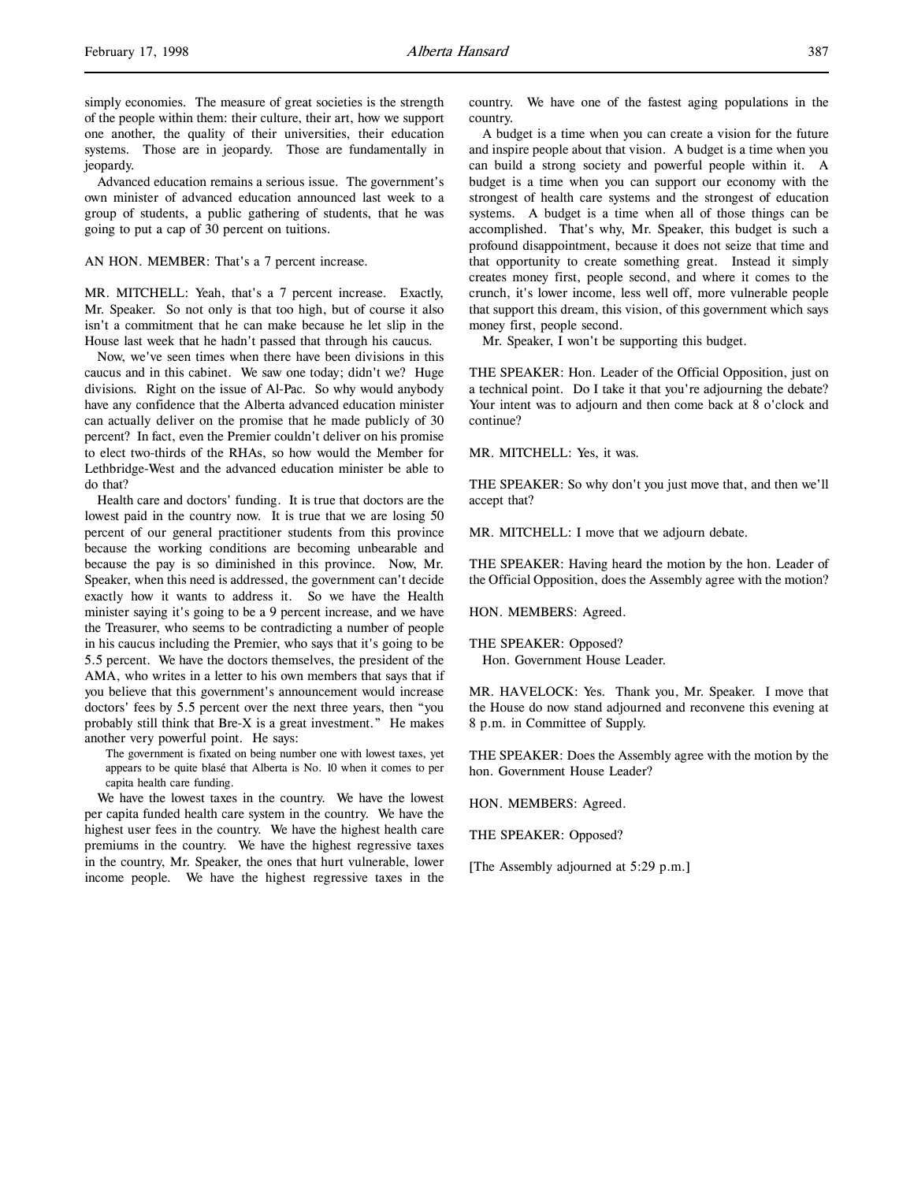simply economies. The measure of great societies is the strength of the people within them: their culture, their art, how we support one another, the quality of their universities, their education systems. Those are in jeopardy. Those are fundamentally in jeopardy.

Advanced education remains a serious issue. The government's own minister of advanced education announced last week to a group of students, a public gathering of students, that he was going to put a cap of 30 percent on tuitions.

AN HON. MEMBER: That's a 7 percent increase.

MR. MITCHELL: Yeah, that's a 7 percent increase. Exactly, Mr. Speaker. So not only is that too high, but of course it also isn't a commitment that he can make because he let slip in the House last week that he hadn't passed that through his caucus.

Now, we've seen times when there have been divisions in this caucus and in this cabinet. We saw one today; didn't we? Huge divisions. Right on the issue of Al-Pac. So why would anybody have any confidence that the Alberta advanced education minister can actually deliver on the promise that he made publicly of 30 percent? In fact, even the Premier couldn't deliver on his promise to elect two-thirds of the RHAs, so how would the Member for Lethbridge-West and the advanced education minister be able to do that?

Health care and doctors' funding. It is true that doctors are the lowest paid in the country now. It is true that we are losing 50 percent of our general practitioner students from this province because the working conditions are becoming unbearable and because the pay is so diminished in this province. Now, Mr. Speaker, when this need is addressed, the government can't decide exactly how it wants to address it. So we have the Health minister saying it's going to be a 9 percent increase, and we have the Treasurer, who seems to be contradicting a number of people in his caucus including the Premier, who says that it's going to be 5.5 percent. We have the doctors themselves, the president of the AMA, who writes in a letter to his own members that says that if you believe that this government's announcement would increase doctors' fees by 5.5 percent over the next three years, then "you probably still think that Bre-X is a great investment." He makes another very powerful point. He says:

> The government is fixated on being number one with lowest taxes, yet appears to be quite blasé that Alberta is No. 10 when it comes to per capita health care funding.

We have the lowest taxes in the country. We have the lowest per capita funded health care system in the country. We have the highest user fees in the country. We have the highest health care premiums in the country. We have the highest regressive taxes in the country, Mr. Speaker, the ones that hurt vulnerable, lower income people. We have the highest regressive taxes in the country. We have one of the fastest aging populations in the country.

A budget is a time when you can create a vision for the future and inspire people about that vision. A budget is a time when you can build a strong society and powerful people within it. A budget is a time when you can support our economy with the strongest of health care systems and the strongest of education systems. A budget is a time when all of those things can be accomplished. That's why, Mr. Speaker, this budget is such a profound disappointment, because it does not seize that time and that opportunity to create something great. Instead it simply creates money first, people second, and where it comes to the crunch, it's lower income, less well off, more vulnerable people that support this dream, this vision, of this government which says money first, people second.

Mr. Speaker, I won't be supporting this budget.

THE SPEAKER: Hon. Leader of the Official Opposition, just on a technical point. Do I take it that you're adjourning the debate? Your intent was to adjourn and then come back at 8 o'clock and continue?

MR. MITCHELL: Yes, it was.

THE SPEAKER: So why don't you just move that, and then we'll accept that?

MR. MITCHELL: I move that we adjourn debate.

THE SPEAKER: Having heard the motion by the hon. Leader of the Official Opposition, does the Assembly agree with the motion?

HON. MEMBERS: Agreed.

THE SPEAKER: Opposed?
Hon. Government House Leader.

MR. HAVELOCK: Yes. Thank you, Mr. Speaker. I move that the House do now stand adjourned and reconvene this evening at 8 p.m. in Committee of Supply.

THE SPEAKER: Does the Assembly agree with the motion by the hon. Government House Leader?

HON. MEMBERS: Agreed.

THE SPEAKER: Opposed?

[The Assembly adjourned at 5:29 p.m.]